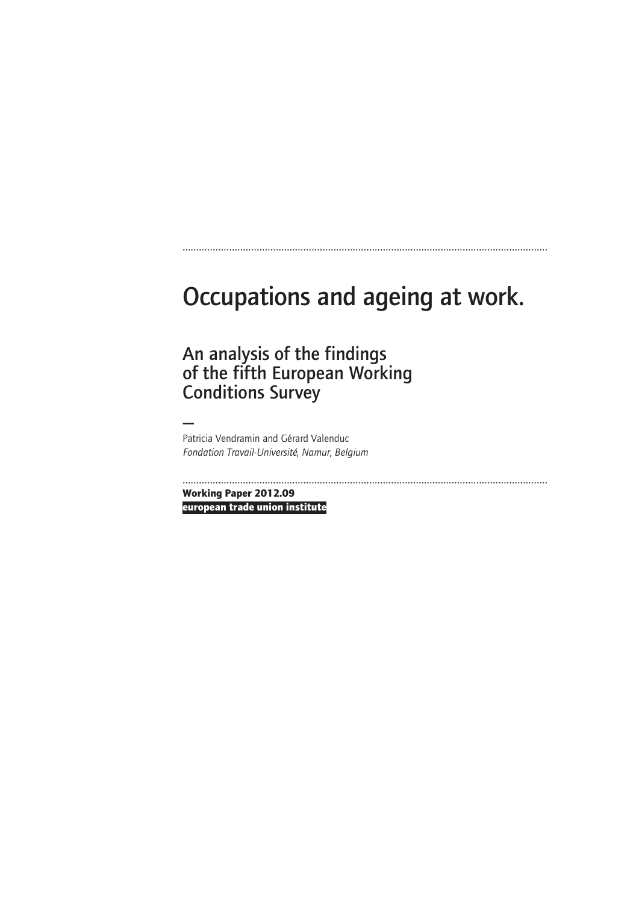# Occupations and ageing at work.

## An analysis of the findings of the fifth European Working Conditions Survey

—

Patricia Vendramin and Gérard Valenduc
*Fondation Travail-Université, Namur, Belgium*

**Working Paper 2012.09**
**european trade union institute**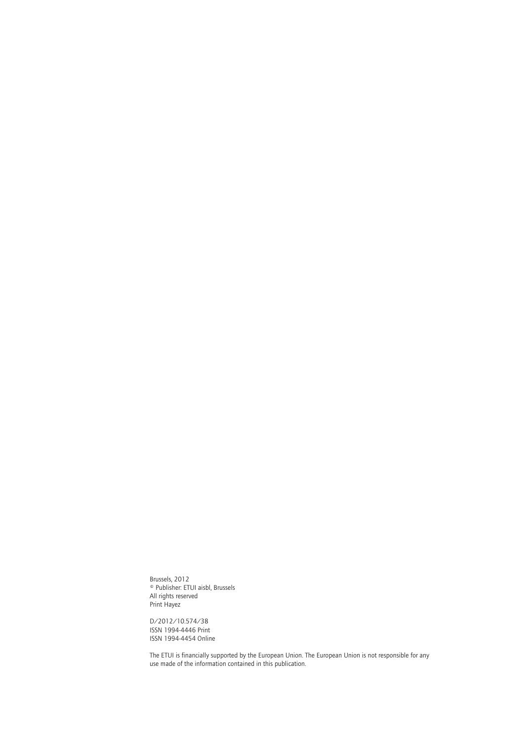Brussels, 2012
© Publisher: ETUI aisbl, Brussels
All rights reserved
Print Hayez

D/2012/10.574/38
ISSN 1994-4446 Print
ISSN 1994-4454 Online

The ETUI is financially supported by the European Union. The European Union is not responsible for any use made of the information contained in this publication.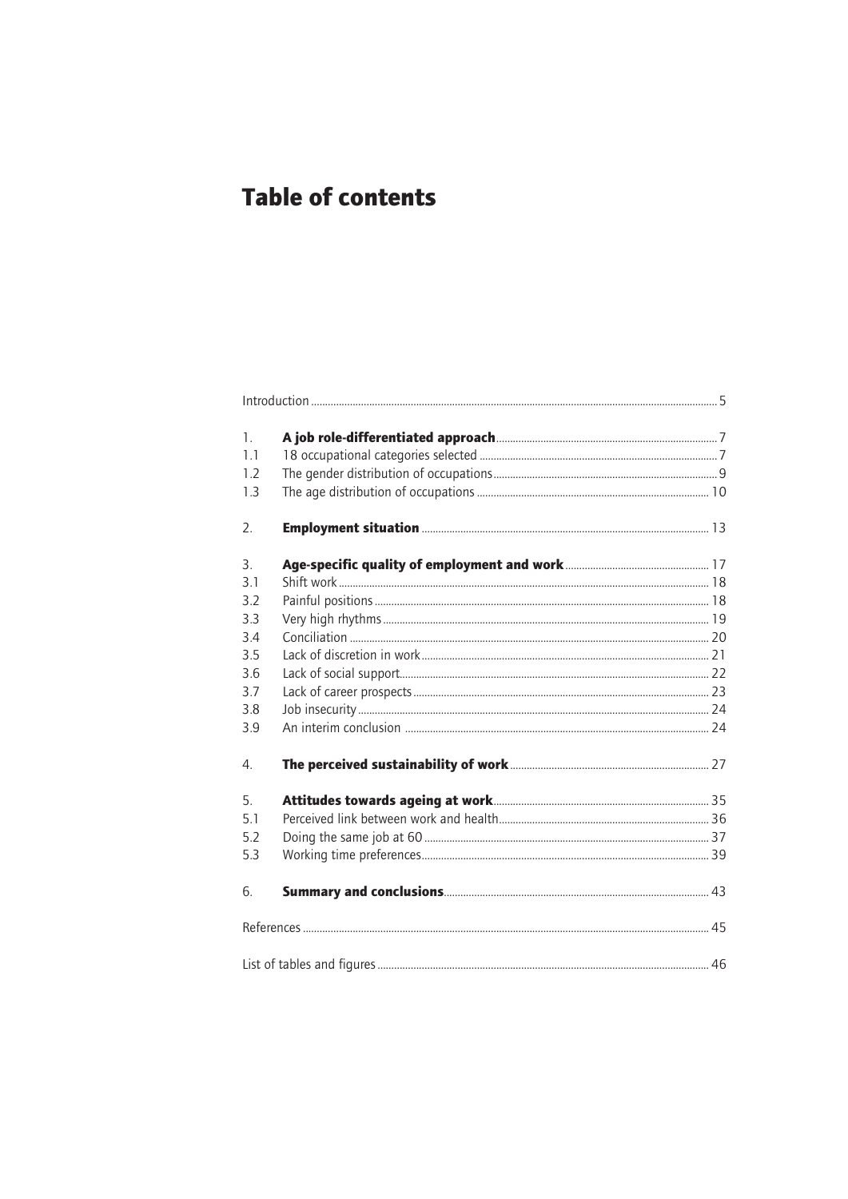# Table of contents

| | | |
|---|---|---|
| Introduction | | 5 |
| 1. | **A job role-differentiated approach** | 7 |
| 1.1 | 18 occupational categories selected | 7 |
| 1.2 | The gender distribution of occupations | 9 |
| 1.3 | The age distribution of occupations | 10 |
| 2. | **Employment situation** | 13 |
| 3. | **Age-specific quality of employment and work** | 17 |
| 3.1 | Shift work | 18 |
| 3.2 | Painful positions | 18 |
| 3.3 | Very high rhythms | 19 |
| 3.4 | Conciliation | 20 |
| 3.5 | Lack of discretion in work | 21 |
| 3.6 | Lack of social support | 22 |
| 3.7 | Lack of career prospects | 23 |
| 3.8 | Job insecurity | 24 |
| 3.9 | An interim conclusion | 24 |
| 4. | **The perceived sustainability of work** | 27 |
| 5. | **Attitudes towards ageing at work** | 35 |
| 5.1 | Perceived link between work and health | 36 |
| 5.2 | Doing the same job at 60 | 37 |
| 5.3 | Working time preferences | 39 |
| 6. | **Summary and conclusions** | 43 |
| References | | 45 |
| List of tables and figures | | 46 |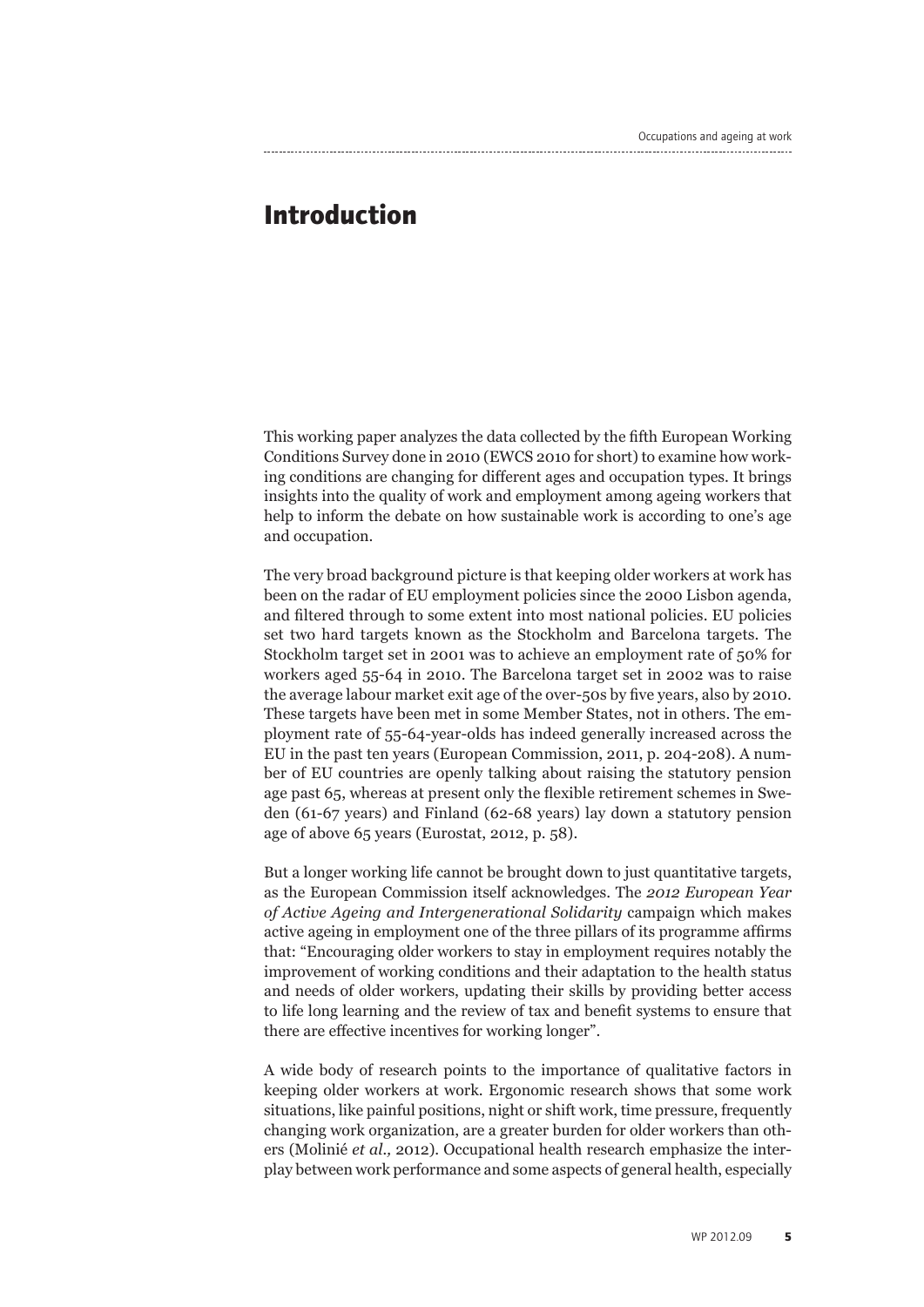# Introduction

This working paper analyzes the data collected by the fifth European Working Conditions Survey done in 2010 (EWCS 2010 for short) to examine how working conditions are changing for different ages and occupation types. It brings insights into the quality of work and employment among ageing workers that help to inform the debate on how sustainable work is according to one's age and occupation.

The very broad background picture is that keeping older workers at work has been on the radar of EU employment policies since the 2000 Lisbon agenda, and filtered through to some extent into most national policies. EU policies set two hard targets known as the Stockholm and Barcelona targets. The Stockholm target set in 2001 was to achieve an employment rate of 50% for workers aged 55-64 in 2010. The Barcelona target set in 2002 was to raise the average labour market exit age of the over-50s by five years, also by 2010. These targets have been met in some Member States, not in others. The employment rate of 55-64-year-olds has indeed generally increased across the EU in the past ten years (European Commission, 2011, p. 204-208). A number of EU countries are openly talking about raising the statutory pension age past 65, whereas at present only the flexible retirement schemes in Sweden (61-67 years) and Finland (62-68 years) lay down a statutory pension age of above 65 years (Eurostat, 2012, p. 58).

But a longer working life cannot be brought down to just quantitative targets, as the European Commission itself acknowledges. The *2012 European Year of Active Ageing and Intergenerational Solidarity* campaign which makes active ageing in employment one of the three pillars of its programme affirms that: "Encouraging older workers to stay in employment requires notably the improvement of working conditions and their adaptation to the health status and needs of older workers, updating their skills by providing better access to life long learning and the review of tax and benefit systems to ensure that there are effective incentives for working longer".

A wide body of research points to the importance of qualitative factors in keeping older workers at work. Ergonomic research shows that some work situations, like painful positions, night or shift work, time pressure, frequently changing work organization, are a greater burden for older workers than others (Molinié *et al.,* 2012). Occupational health research emphasize the interplay between work performance and some aspects of general health, especially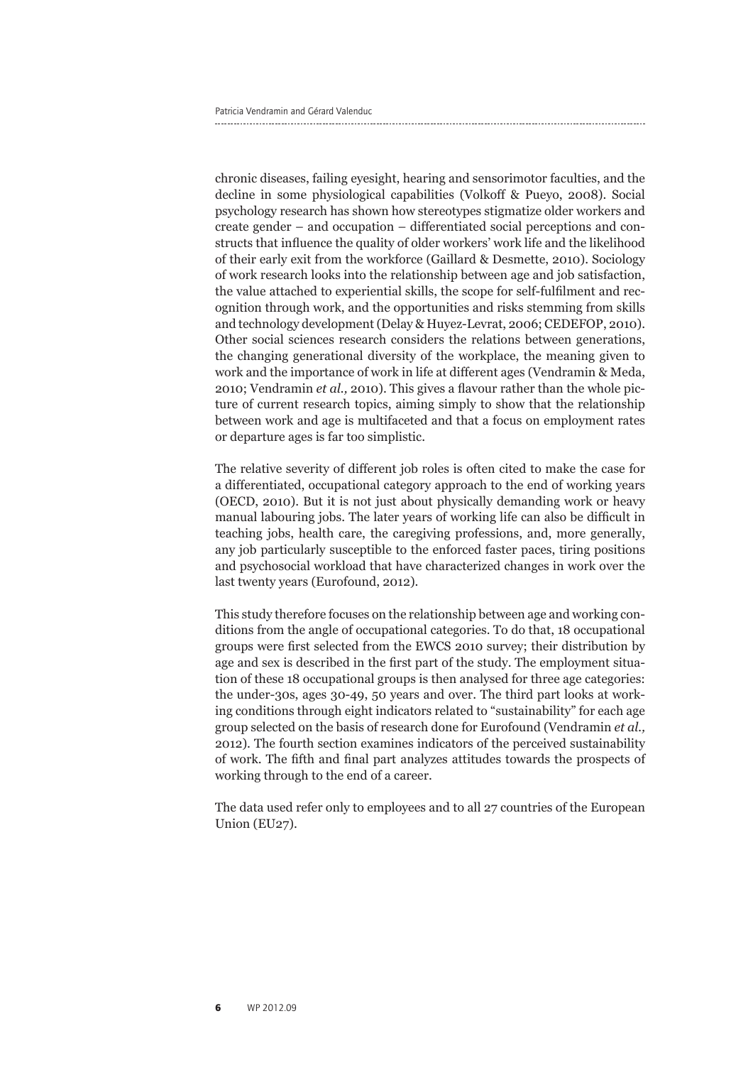chronic diseases, failing eyesight, hearing and sensorimotor faculties, and the decline in some physiological capabilities (Volkoff & Pueyo, 2008). Social psychology research has shown how stereotypes stigmatize older workers and create gender – and occupation – differentiated social perceptions and constructs that influence the quality of older workers' work life and the likelihood of their early exit from the workforce (Gaillard & Desmette, 2010). Sociology of work research looks into the relationship between age and job satisfaction, the value attached to experiential skills, the scope for self-fulfilment and recognition through work, and the opportunities and risks stemming from skills and technology development (Delay & Huyez-Levrat, 2006; CEDEFOP, 2010). Other social sciences research considers the relations between generations, the changing generational diversity of the workplace, the meaning given to work and the importance of work in life at different ages (Vendramin & Meda, 2010; Vendramin *et al.,* 2010). This gives a flavour rather than the whole picture of current research topics, aiming simply to show that the relationship between work and age is multifaceted and that a focus on employment rates or departure ages is far too simplistic.

The relative severity of different job roles is often cited to make the case for a differentiated, occupational category approach to the end of working years (OECD, 2010). But it is not just about physically demanding work or heavy manual labouring jobs. The later years of working life can also be difficult in teaching jobs, health care, the caregiving professions, and, more generally, any job particularly susceptible to the enforced faster paces, tiring positions and psychosocial workload that have characterized changes in work over the last twenty years (Eurofound, 2012).

This study therefore focuses on the relationship between age and working conditions from the angle of occupational categories. To do that, 18 occupational groups were first selected from the EWCS 2010 survey; their distribution by age and sex is described in the first part of the study. The employment situation of these 18 occupational groups is then analysed for three age categories: the under-30s, ages 30-49, 50 years and over. The third part looks at working conditions through eight indicators related to "sustainability" for each age group selected on the basis of research done for Eurofound (Vendramin *et al.,* 2012). The fourth section examines indicators of the perceived sustainability of work. The fifth and final part analyzes attitudes towards the prospects of working through to the end of a career.

The data used refer only to employees and to all 27 countries of the European Union (EU27).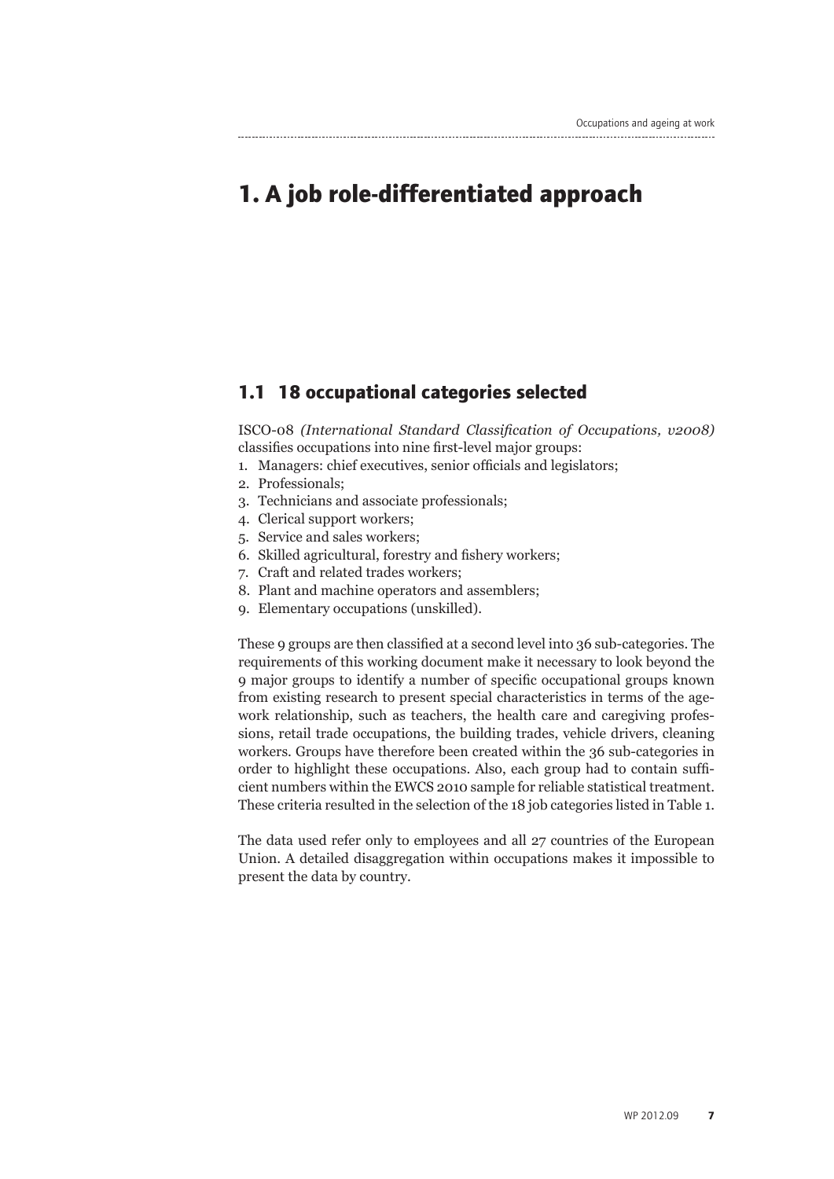# 1. A job role-differentiated approach

## 1.1 18 occupational categories selected

ISCO-08 *(International Standard Classification of Occupations, v2008)* classifies occupations into nine first-level major groups:

1. Managers: chief executives, senior officials and legislators;
2. Professionals;
3. Technicians and associate professionals;
4. Clerical support workers;
5. Service and sales workers;
6. Skilled agricultural, forestry and fishery workers;
7. Craft and related trades workers;
8. Plant and machine operators and assemblers;
9. Elementary occupations (unskilled).

These 9 groups are then classified at a second level into 36 sub-categories. The requirements of this working document make it necessary to look beyond the 9 major groups to identify a number of specific occupational groups known from existing research to present special characteristics in terms of the age-work relationship, such as teachers, the health care and caregiving professions, retail trade occupations, the building trades, vehicle drivers, cleaning workers. Groups have therefore been created within the 36 sub-categories in order to highlight these occupations. Also, each group had to contain sufficient numbers within the EWCS 2010 sample for reliable statistical treatment. These criteria resulted in the selection of the 18 job categories listed in Table 1.

The data used refer only to employees and all 27 countries of the European Union. A detailed disaggregation within occupations makes it impossible to present the data by country.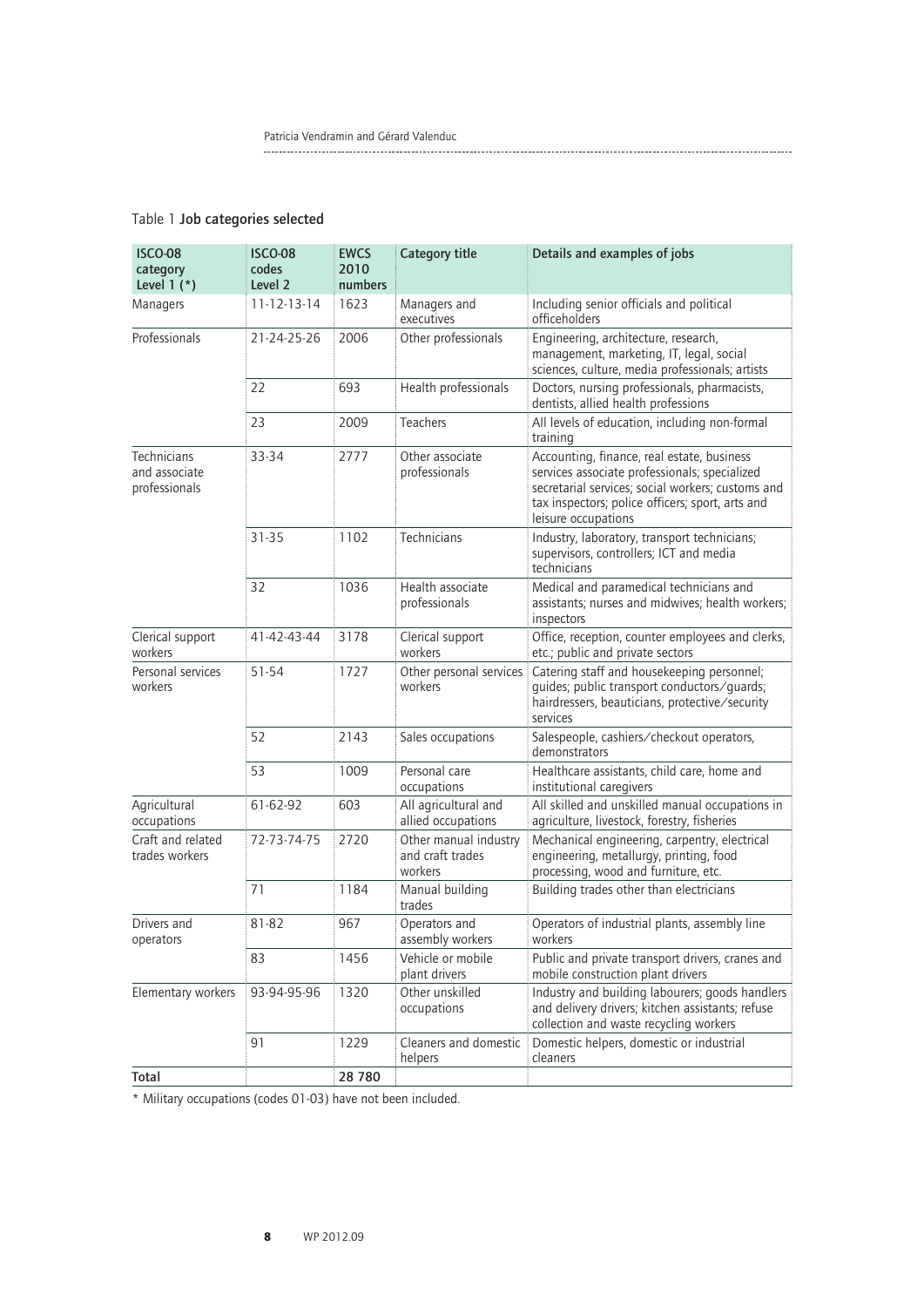Table 1 **Job categories selected**

| ISCO-08 category Level 1 (*) | ISCO-08 codes Level 2 | EWCS 2010 numbers | Category title | Details and examples of jobs |
|---|---|---|---|---|
| Managers | 11-12-13-14 | 1623 | Managers and executives | Including senior officials and political officeholders |
| Professionals | 21-24-25-26 | 2006 | Other professionals | Engineering, architecture, research, management, marketing, IT, legal, social sciences, culture, media professionals; artists |
| | 22 | 693 | Health professionals | Doctors, nursing professionals, pharmacists, dentists, allied health professions |
| | 23 | 2009 | Teachers | All levels of education, including non-formal training |
| Technicians and associate professionals | 33-34 | 2777 | Other associate professionals | Accounting, finance, real estate, business services associate professionals; specialized secretarial services; social workers; customs and tax inspectors; police officers; sport, arts and leisure occupations |
| | 31-35 | 1102 | Technicians | Industry, laboratory, transport technicians; supervisors, controllers; ICT and media technicians |
| | 32 | 1036 | Health associate professionals | Medical and paramedical technicians and assistants; nurses and midwives; health workers; inspectors |
| Clerical support workers | 41-42-43-44 | 3178 | Clerical support workers | Office, reception, counter employees and clerks, etc.; public and private sectors |
| Personal services workers | 51-54 | 1727 | Other personal services workers | Catering staff and housekeeping personnel; guides; public transport conductors/guards; hairdressers, beauticians, protective/security services |
| | 52 | 2143 | Sales occupations | Salespeople, cashiers/checkout operators, demonstrators |
| | 53 | 1009 | Personal care occupations | Healthcare assistants, child care, home and institutional caregivers |
| Agricultural occupations | 61-62-92 | 603 | All agricultural and allied occupations | All skilled and unskilled manual occupations in agriculture, livestock, forestry, fisheries |
| Craft and related trades workers | 72-73-74-75 | 2720 | Other manual industry and craft trades workers | Mechanical engineering, carpentry, electrical engineering, metallurgy, printing, food processing, wood and furniture, etc. |
| | 71 | 1184 | Manual building trades | Building trades other than electricians |
| Drivers and operators | 81-82 | 967 | Operators and assembly workers | Operators of industrial plants, assembly line workers |
| | 83 | 1456 | Vehicle or mobile plant drivers | Public and private transport drivers, cranes and mobile construction plant drivers |
| Elementary workers | 93-94-95-96 | 1320 | Other unskilled occupations | Industry and building labourers; goods handlers and delivery drivers; kitchen assistants; refuse collection and waste recycling workers |
| | 91 | 1229 | Cleaners and domestic helpers | Domestic helpers, domestic or industrial cleaners |
| **Total** | | **28 780** | | |

* Military occupations (codes 01-03) have not been included.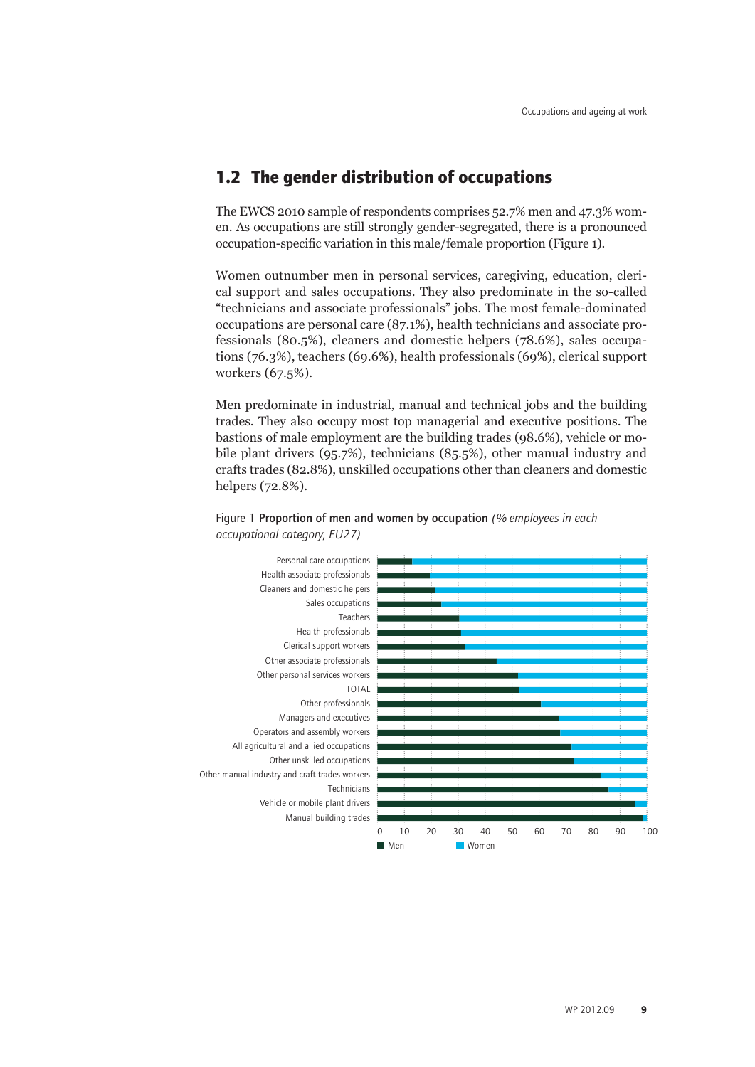## 1.2 The gender distribution of occupations

The EWCS 2010 sample of respondents comprises 52.7% men and 47.3% women. As occupations are still strongly gender-segregated, there is a pronounced occupation-specific variation in this male/female proportion (Figure 1).

Women outnumber men in personal services, caregiving, education, clerical support and sales occupations. They also predominate in the so-called "technicians and associate professionals" jobs. The most female-dominated occupations are personal care (87.1%), health technicians and associate professionals (80.5%), cleaners and domestic helpers (78.6%), sales occupations (76.3%), teachers (69.6%), health professionals (69%), clerical support workers (67.5%).

Men predominate in industrial, manual and technical jobs and the building trades. They also occupy most top managerial and executive positions. The bastions of male employment are the building trades (98.6%), vehicle or mobile plant drivers (95.7%), technicians (85.5%), other manual industry and crafts trades (82.8%), unskilled occupations other than cleaners and domestic helpers (72.8%).

Figure 1 **Proportion of men and women by occupation** *(% employees in each occupational category, EU27)*

Personal care occupations
Health associate professionals
Cleaners and domestic helpers
Sales occupations
Teachers
Health professionals
Clerical support workers
Other associate professionals
Other personal services workers
TOTAL
Other professionals
Managers and executives
Operators and assembly workers
All agricultural and allied occupations
Other unskilled occupations
Other manual industry and craft trades workers
Technicians
Vehicle or mobile plant drivers
Manual building trades

0 10 20 30 40 50 60 70 80 90 100

Men Women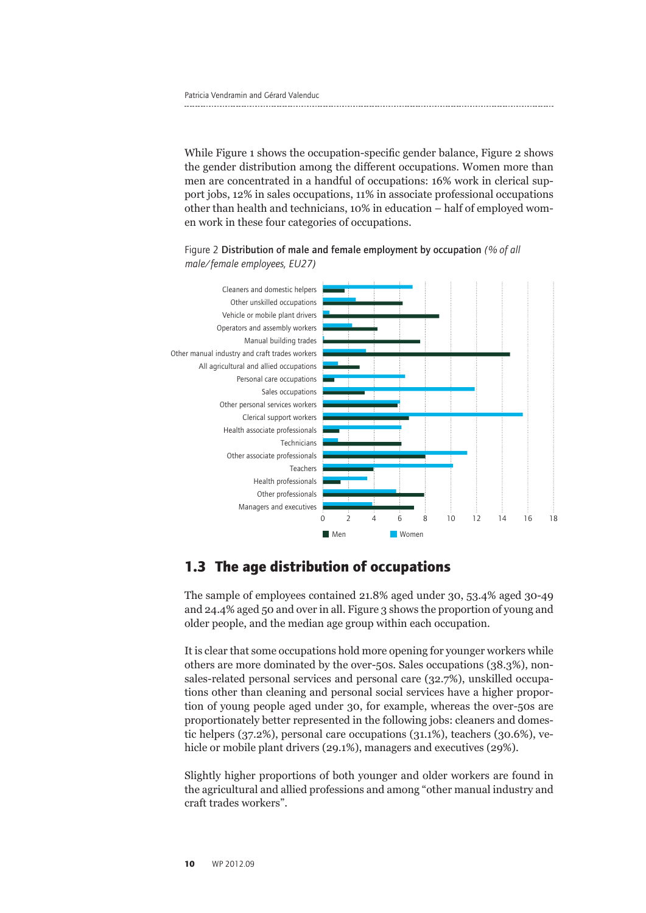While Figure 1 shows the occupation-specific gender balance, Figure 2 shows the gender distribution among the different occupations. Women more than men are concentrated in a handful of occupations: 16% work in clerical support jobs, 12% in sales occupations, 11% in associate professional occupations other than health and technicians, 10% in education – half of employed women work in these four categories of occupations.

Figure 2 **Distribution of male and female employment by occupation** *(% of all male/female employees, EU27)*

## 1.3 The age distribution of occupations

The sample of employees contained 21.8% aged under 30, 53.4% aged 30-49 and 24.4% aged 50 and over in all. Figure 3 shows the proportion of young and older people, and the median age group within each occupation.

It is clear that some occupations hold more opening for younger workers while others are more dominated by the over-50s. Sales occupations (38.3%), non-sales-related personal services and personal care (32.7%), unskilled occupations other than cleaning and personal social services have a higher proportion of young people aged under 30, for example, whereas the over-50s are proportionately better represented in the following jobs: cleaners and domestic helpers (37.2%), personal care occupations (31.1%), teachers (30.6%), vehicle or mobile plant drivers (29.1%), managers and executives (29%).

Slightly higher proportions of both younger and older workers are found in the agricultural and allied professions and among "other manual industry and craft trades workers".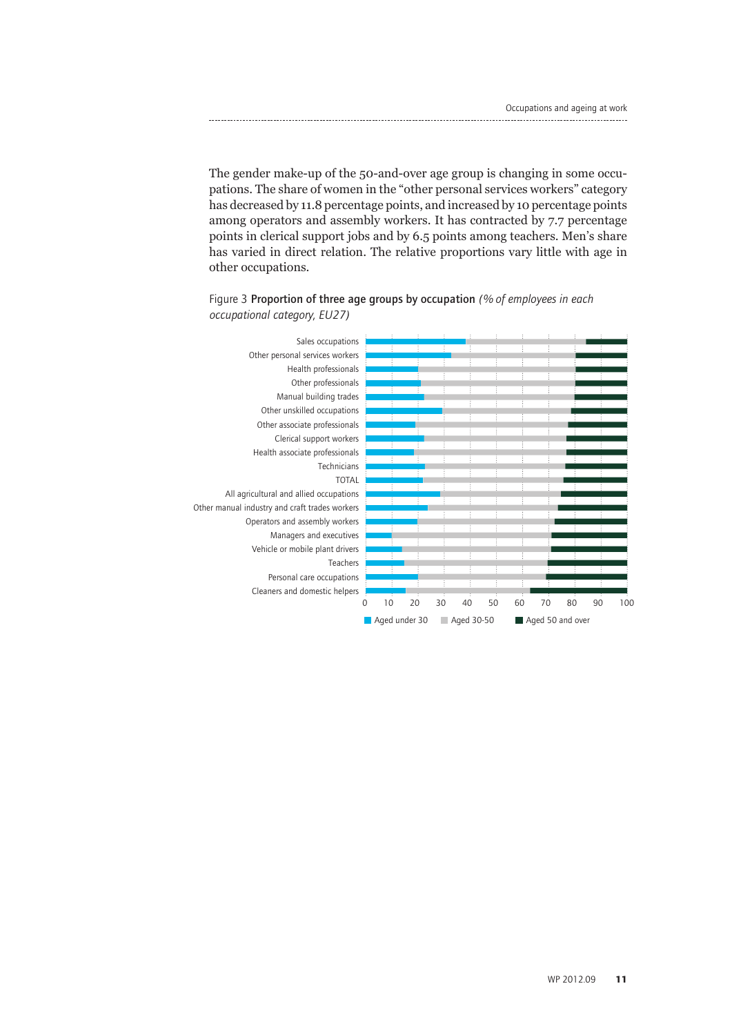The gender make-up of the 50-and-over age group is changing in some occupations. The share of women in the "other personal services workers" category has decreased by 11.8 percentage points, and increased by 10 percentage points among operators and assembly workers. It has contracted by 7.7 percentage points in clerical support jobs and by 6.5 points among teachers. Men's share has varied in direct relation. The relative proportions vary little with age in other occupations.

Figure 3 **Proportion of three age groups by occupation** *(% of employees in each occupational category, EU27)*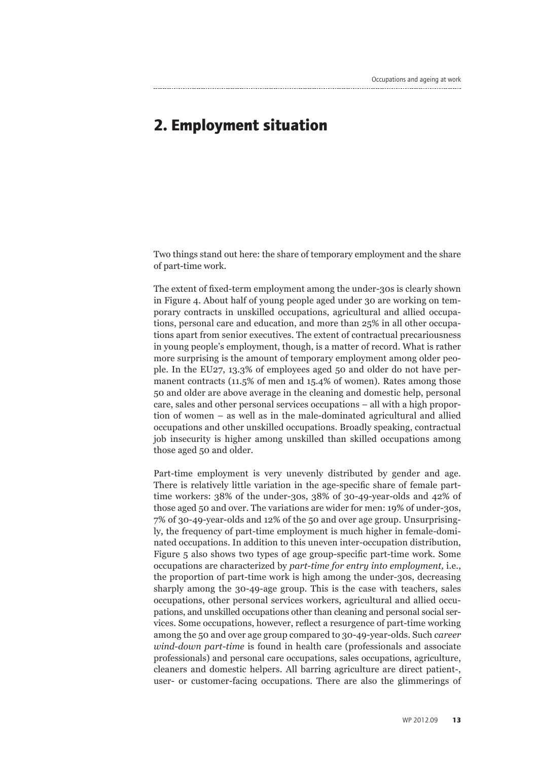# 2. Employment situation

Two things stand out here: the share of temporary employment and the share of part-time work.

The extent of fixed-term employment among the under-30s is clearly shown in Figure 4. About half of young people aged under 30 are working on temporary contracts in unskilled occupations, agricultural and allied occupations, personal care and education, and more than 25% in all other occupations apart from senior executives. The extent of contractual precariousness in young people's employment, though, is a matter of record. What is rather more surprising is the amount of temporary employment among older people. In the EU27, 13.3% of employees aged 50 and older do not have permanent contracts (11.5% of men and 15.4% of women). Rates among those 50 and older are above average in the cleaning and domestic help, personal care, sales and other personal services occupations – all with a high proportion of women – as well as in the male-dominated agricultural and allied occupations and other unskilled occupations. Broadly speaking, contractual job insecurity is higher among unskilled than skilled occupations among those aged 50 and older.

Part-time employment is very unevenly distributed by gender and age. There is relatively little variation in the age-specific share of female part-time workers: 38% of the under-30s, 38% of 30-49-year-olds and 42% of those aged 50 and over. The variations are wider for men: 19% of under-30s, 7% of 30-49-year-olds and 12% of the 50 and over age group. Unsurprisingly, the frequency of part-time employment is much higher in female-dominated occupations. In addition to this uneven inter-occupation distribution, Figure 5 also shows two types of age group-specific part-time work. Some occupations are characterized by *part-time for entry into employment,* i.e., the proportion of part-time work is high among the under-30s, decreasing sharply among the 30-49-age group. This is the case with teachers, sales occupations, other personal services workers, agricultural and allied occupations, and unskilled occupations other than cleaning and personal social services. Some occupations, however, reflect a resurgence of part-time working among the 50 and over age group compared to 30-49-year-olds. Such *career wind-down part-time* is found in health care (professionals and associate professionals) and personal care occupations, sales occupations, agriculture, cleaners and domestic helpers. All barring agriculture are direct patient-, user- or customer-facing occupations. There are also the glimmerings of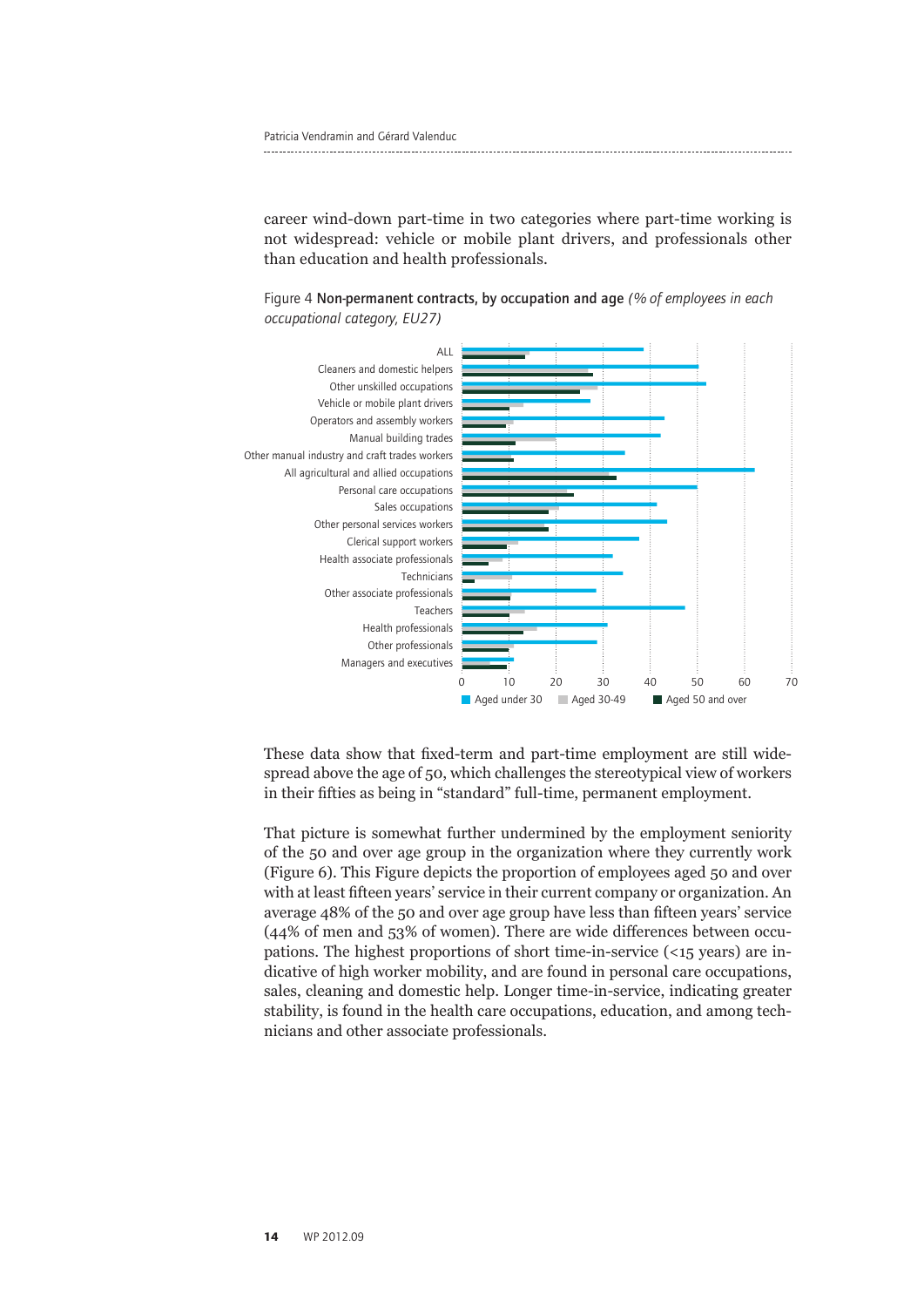career wind-down part-time in two categories where part-time working is not widespread: vehicle or mobile plant drivers, and professionals other than education and health professionals.

Figure 4 **Non-permanent contracts, by occupation and age** *(% of employees in each occupational category, EU27)*

These data show that fixed-term and part-time employment are still widespread above the age of 50, which challenges the stereotypical view of workers in their fifties as being in "standard" full-time, permanent employment.

That picture is somewhat further undermined by the employment seniority of the 50 and over age group in the organization where they currently work (Figure 6). This Figure depicts the proportion of employees aged 50 and over with at least fifteen years' service in their current company or organization. An average 48% of the 50 and over age group have less than fifteen years' service (44% of men and 53% of women). There are wide differences between occupations. The highest proportions of short time-in-service (<15 years) are indicative of high worker mobility, and are found in personal care occupations, sales, cleaning and domestic help. Longer time-in-service, indicating greater stability, is found in the health care occupations, education, and among technicians and other associate professionals.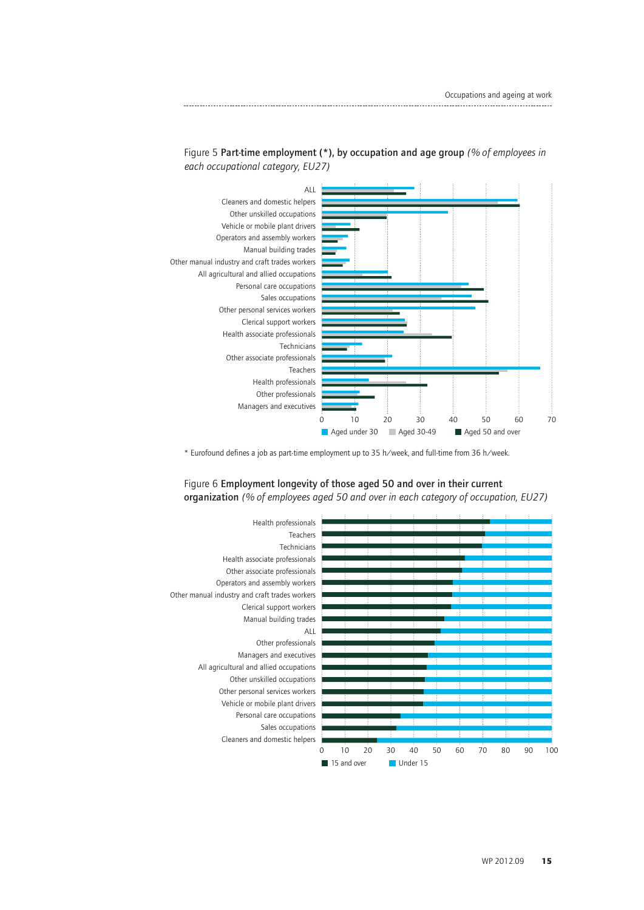Figure 5 **Part-time employment (*), by occupation and age group** *(% of employees in each occupational category, EU27)*

* Eurofound defines a job as part-time employment up to 35 h/week, and full-time from 36 h/week.

Figure 6 **Employment longevity of those aged 50 and over in their current organization** *(% of employees aged 50 and over in each category of occupation, EU27)*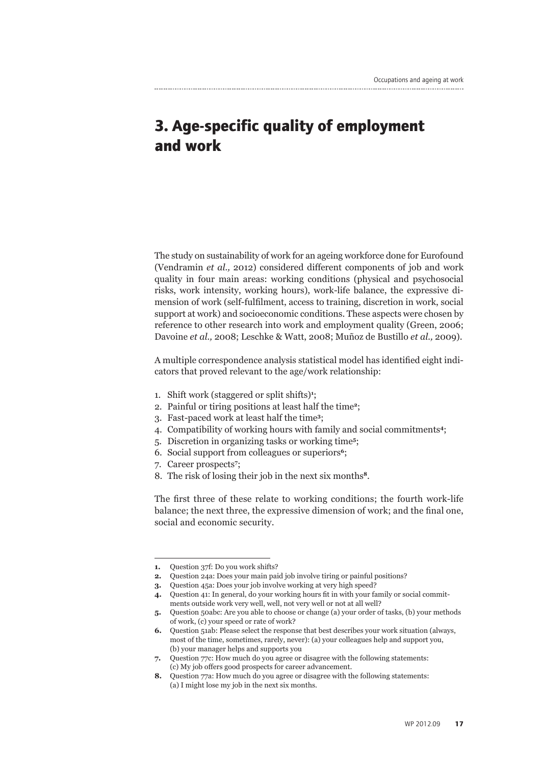# 3. Age-specific quality of employment and work

The study on sustainability of work for an ageing workforce done for Eurofound (Vendramin *et al.,* 2012) considered different components of job and work quality in four main areas: working conditions (physical and psychosocial risks, work intensity, working hours), work-life balance, the expressive dimension of work (self-fulfilment, access to training, discretion in work, social support at work) and socioeconomic conditions. These aspects were chosen by reference to other research into work and employment quality (Green, 2006; Davoine *et al.,* 2008; Leschke & Watt, 2008; Muñoz de Bustillo *et al.,* 2009).

A multiple correspondence analysis statistical model has identified eight indicators that proved relevant to the age/work relationship:

1. Shift work (staggered or split shifts)[1];
2. Painful or tiring positions at least half the time[2];
3. Fast-paced work at least half the time[3];
4. Compatibility of working hours with family and social commitments[4];
5. Discretion in organizing tasks or working time[5];
6. Social support from colleagues or superiors[6];
7. Career prospects[7];
8. The risk of losing their job in the next six months[8].

The first three of these relate to working conditions; the fourth work-life balance; the next three, the expressive dimension of work; and the final one, social and economic security.

---

1. Question 37f: Do you work shifts?
2. Question 24a: Does your main paid job involve tiring or painful positions?
3. Question 45a: Does your job involve working at very high speed?
4. Question 41: In general, do your working hours fit in with your family or social commitments outside work very well, well, not very well or not at all well?
5. Question 50abc: Are you able to choose or change (a) your order of tasks, (b) your methods of work, (c) your speed or rate of work?
6. Question 51ab: Please select the response that best describes your work situation (always, most of the time, sometimes, rarely, never): (a) your colleagues help and support you, (b) your manager helps and supports you
7. Question 77c: How much do you agree or disagree with the following statements: (c) My job offers good prospects for career advancement.
8. Question 77a: How much do you agree or disagree with the following statements: (a) I might lose my job in the next six months.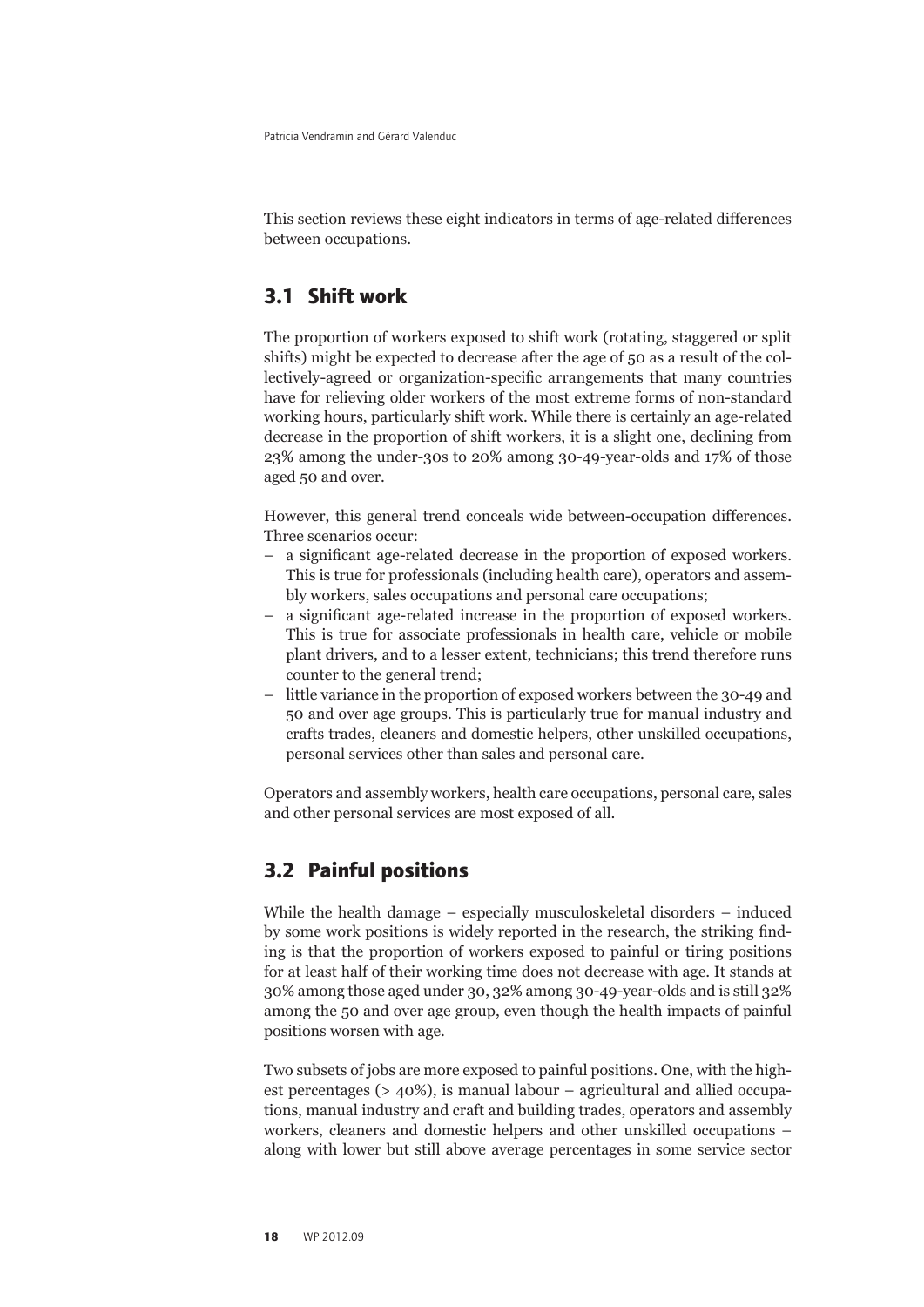This section reviews these eight indicators in terms of age-related differences between occupations.

## 3.1 Shift work

The proportion of workers exposed to shift work (rotating, staggered or split shifts) might be expected to decrease after the age of 50 as a result of the collectively-agreed or organization-specific arrangements that many countries have for relieving older workers of the most extreme forms of non-standard working hours, particularly shift work. While there is certainly an age-related decrease in the proportion of shift workers, it is a slight one, declining from 23% among the under-30s to 20% among 30-49-year-olds and 17% of those aged 50 and over.

However, this general trend conceals wide between-occupation differences. Three scenarios occur:

- a significant age-related decrease in the proportion of exposed workers. This is true for professionals (including health care), operators and assembly workers, sales occupations and personal care occupations;
- a significant age-related increase in the proportion of exposed workers. This is true for associate professionals in health care, vehicle or mobile plant drivers, and to a lesser extent, technicians; this trend therefore runs counter to the general trend;
- little variance in the proportion of exposed workers between the 30-49 and 50 and over age groups. This is particularly true for manual industry and crafts trades, cleaners and domestic helpers, other unskilled occupations, personal services other than sales and personal care.

Operators and assembly workers, health care occupations, personal care, sales and other personal services are most exposed of all.

## 3.2 Painful positions

While the health damage – especially musculoskeletal disorders – induced by some work positions is widely reported in the research, the striking finding is that the proportion of workers exposed to painful or tiring positions for at least half of their working time does not decrease with age. It stands at 30% among those aged under 30, 32% among 30-49-year-olds and is still 32% among the 50 and over age group, even though the health impacts of painful positions worsen with age.

Two subsets of jobs are more exposed to painful positions. One, with the highest percentages (> 40%), is manual labour – agricultural and allied occupations, manual industry and craft and building trades, operators and assembly workers, cleaners and domestic helpers and other unskilled occupations – along with lower but still above average percentages in some service sector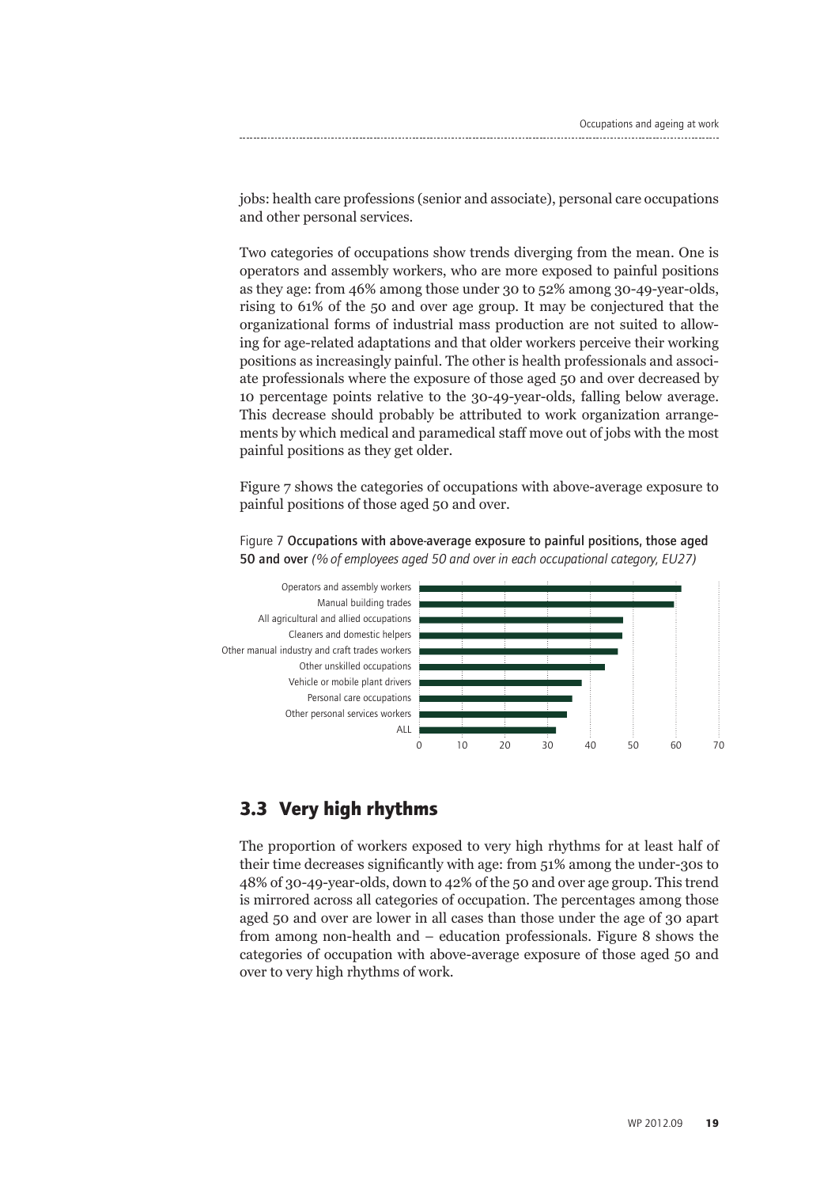jobs: health care professions (senior and associate), personal care occupations and other personal services.

Two categories of occupations show trends diverging from the mean. One is operators and assembly workers, who are more exposed to painful positions as they age: from 46% among those under 30 to 52% among 30-49-year-olds, rising to 61% of the 50 and over age group. It may be conjectured that the organizational forms of industrial mass production are not suited to allowing for age-related adaptations and that older workers perceive their working positions as increasingly painful. The other is health professionals and associate professionals where the exposure of those aged 50 and over decreased by 10 percentage points relative to the 30-49-year-olds, falling below average. This decrease should probably be attributed to work organization arrangements by which medical and paramedical staff move out of jobs with the most painful positions as they get older.

Figure 7 shows the categories of occupations with above-average exposure to painful positions of those aged 50 and over.

Figure 7 **Occupations with above-average exposure to painful positions, those aged 50 and over** *(% of employees aged 50 and over in each occupational category, EU27)*

| Occupation | % |
|---|---|
| Operators and assembly workers | ~61 |
| Manual building trades | ~60 |
| All agricultural and allied occupations | ~48 |
| Cleaners and domestic helpers | ~48 |
| Other manual industry and craft trades workers | ~47 |
| Other unskilled occupations | ~44 |
| Vehicle or mobile plant drivers | ~38 |
| Personal care occupations | ~36 |
| Other personal services workers | ~35 |
| ALL | ~32 |

## 3.3 Very high rhythms

The proportion of workers exposed to very high rhythms for at least half of their time decreases significantly with age: from 51% among the under-30s to 48% of 30-49-year-olds, down to 42% of the 50 and over age group. This trend is mirrored across all categories of occupation. The percentages among those aged 50 and over are lower in all cases than those under the age of 30 apart from among non-health and – education professionals. Figure 8 shows the categories of occupation with above-average exposure of those aged 50 and over to very high rhythms of work.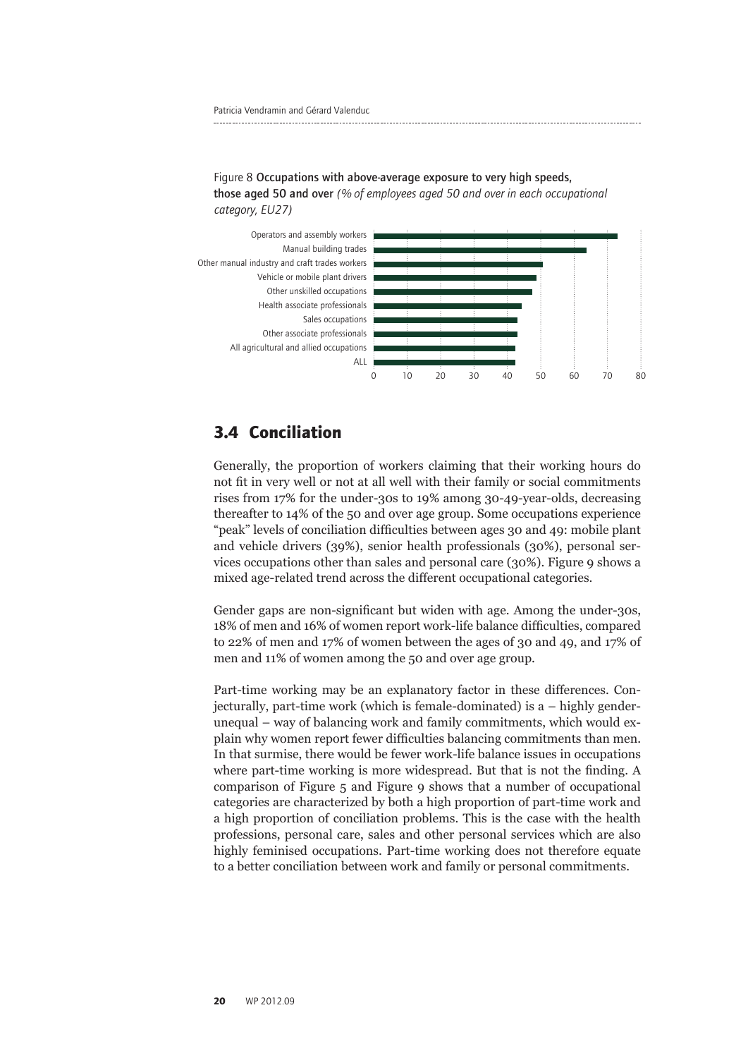Figure 8 **Occupations with above-average exposure to very high speeds, those aged 50 and over** *(% of employees aged 50 and over in each occupational category, EU27)*

| Occupation | % |
|---|---|
| Operators and assembly workers | ~73 |
| Manual building trades | ~64 |
| Other manual industry and craft trades workers | ~51 |
| Vehicle or mobile plant drivers | ~49 |
| Other unskilled occupations | ~48 |
| Health associate professionals | ~44 |
| Sales occupations | ~43 |
| Other associate professionals | ~43 |
| All agricultural and allied occupations | ~42 |
| ALL | ~42 |

## 3.4 Conciliation

Generally, the proportion of workers claiming that their working hours do not fit in very well or not at all well with their family or social commitments rises from 17% for the under-30s to 19% among 30-49-year-olds, decreasing thereafter to 14% of the 50 and over age group. Some occupations experience "peak" levels of conciliation difficulties between ages 30 and 49: mobile plant and vehicle drivers (39%), senior health professionals (30%), personal services occupations other than sales and personal care (30%). Figure 9 shows a mixed age-related trend across the different occupational categories.

Gender gaps are non-significant but widen with age. Among the under-30s, 18% of men and 16% of women report work-life balance difficulties, compared to 22% of men and 17% of women between the ages of 30 and 49, and 17% of men and 11% of women among the 50 and over age group.

Part-time working may be an explanatory factor in these differences. Conjecturally, part-time work (which is female-dominated) is a – highly gender-unequal – way of balancing work and family commitments, which would explain why women report fewer difficulties balancing commitments than men. In that surmise, there would be fewer work-life balance issues in occupations where part-time working is more widespread. But that is not the finding. A comparison of Figure 5 and Figure 9 shows that a number of occupational categories are characterized by both a high proportion of part-time work and a high proportion of conciliation problems. This is the case with the health professions, personal care, sales and other personal services which are also highly feminised occupations. Part-time working does not therefore equate to a better conciliation between work and family or personal commitments.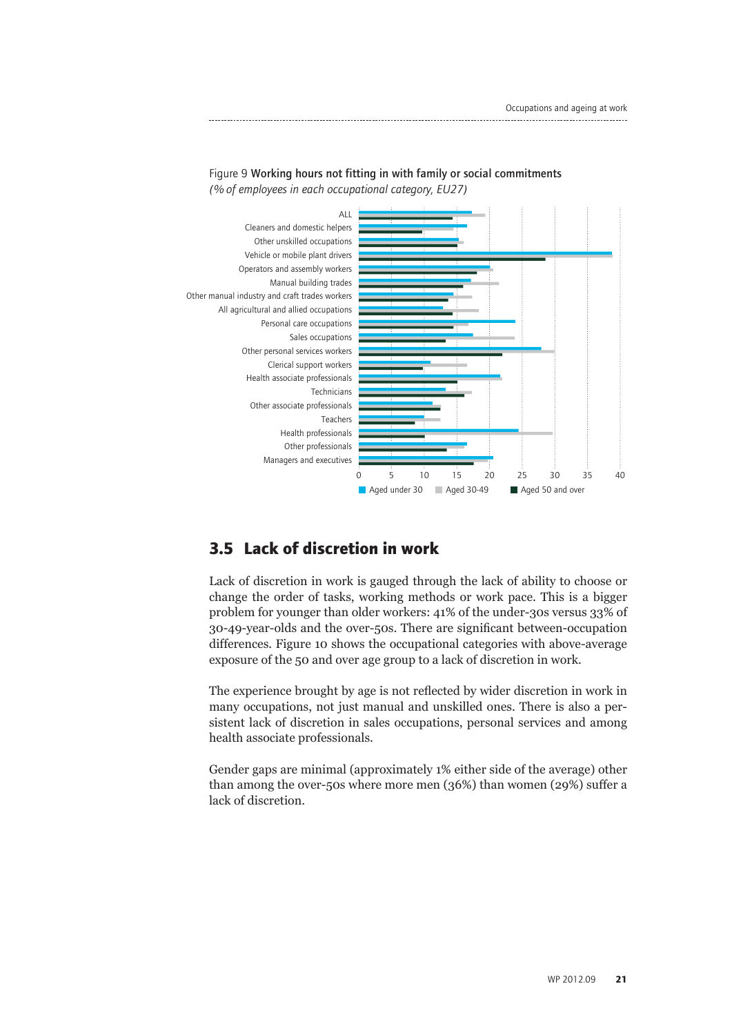Figure 9 **Working hours not fitting in with family or social commitments**
*(% of employees in each occupational category, EU27)*

## 3.5 Lack of discretion in work

Lack of discretion in work is gauged through the lack of ability to choose or change the order of tasks, working methods or work pace. This is a bigger problem for younger than older workers: 41% of the under-30s versus 33% of 30-49-year-olds and the over-50s. There are significant between-occupation differences. Figure 10 shows the occupational categories with above-average exposure of the 50 and over age group to a lack of discretion in work.

The experience brought by age is not reflected by wider discretion in work in many occupations, not just manual and unskilled ones. There is also a persistent lack of discretion in sales occupations, personal services and among health associate professionals.

Gender gaps are minimal (approximately 1% either side of the average) other than among the over-50s where more men (36%) than women (29%) suffer a lack of discretion.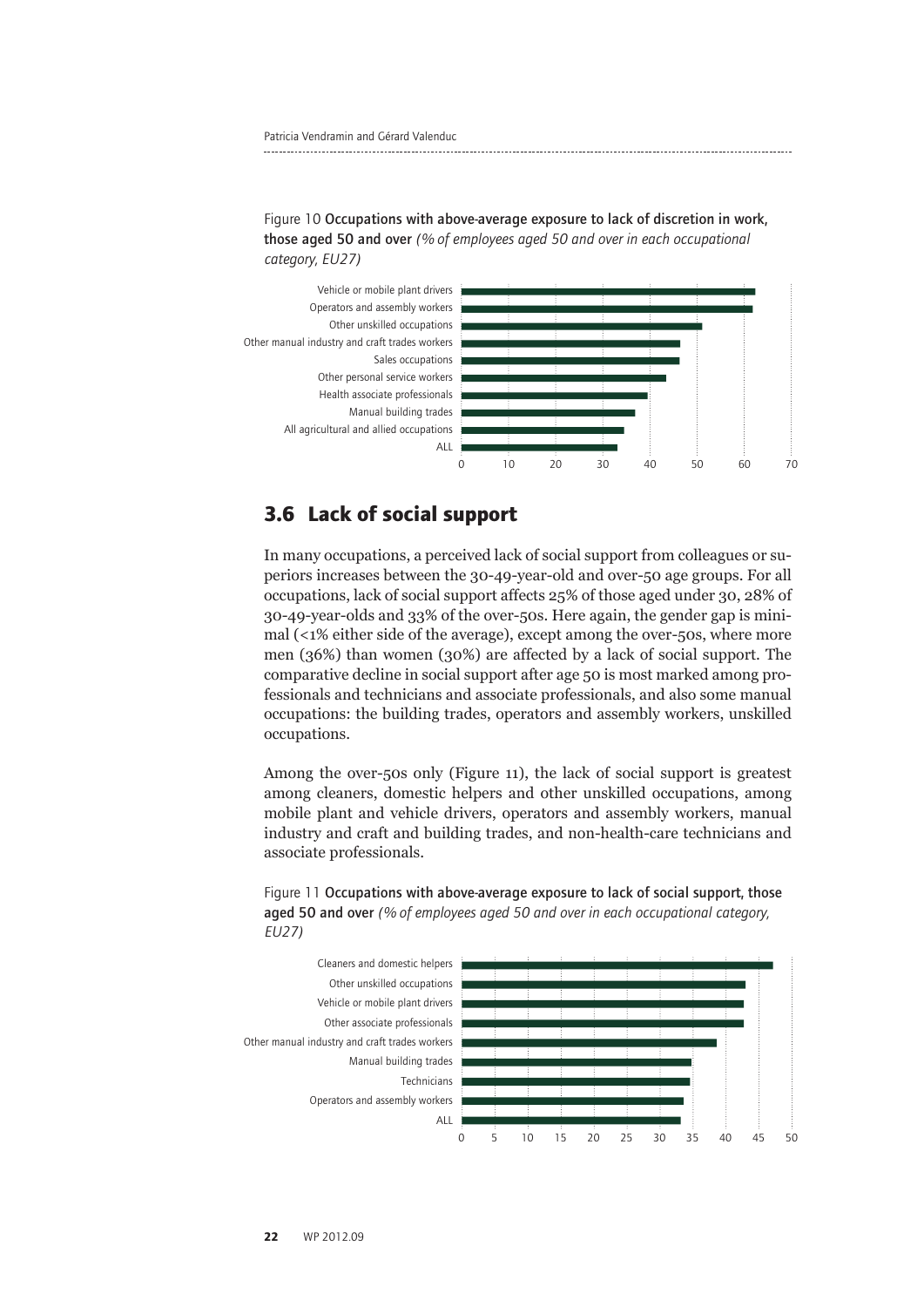Figure 10 **Occupations with above-average exposure to lack of discretion in work, those aged 50 and over** *(% of employees aged 50 and over in each occupational category, EU27)*

## 3.6 Lack of social support

In many occupations, a perceived lack of social support from colleagues or superiors increases between the 30-49-year-old and over-50 age groups. For all occupations, lack of social support affects 25% of those aged under 30, 28% of 30-49-year-olds and 33% of the over-50s. Here again, the gender gap is minimal (<1% either side of the average), except among the over-50s, where more men (36%) than women (30%) are affected by a lack of social support. The comparative decline in social support after age 50 is most marked among professionals and technicians and associate professionals, and also some manual occupations: the building trades, operators and assembly workers, unskilled occupations.

Among the over-50s only (Figure 11), the lack of social support is greatest among cleaners, domestic helpers and other unskilled occupations, among mobile plant and vehicle drivers, operators and assembly workers, manual industry and craft and building trades, and non-health-care technicians and associate professionals.

Figure 11 **Occupations with above-average exposure to lack of social support, those aged 50 and over** *(% of employees aged 50 and over in each occupational category, EU27)*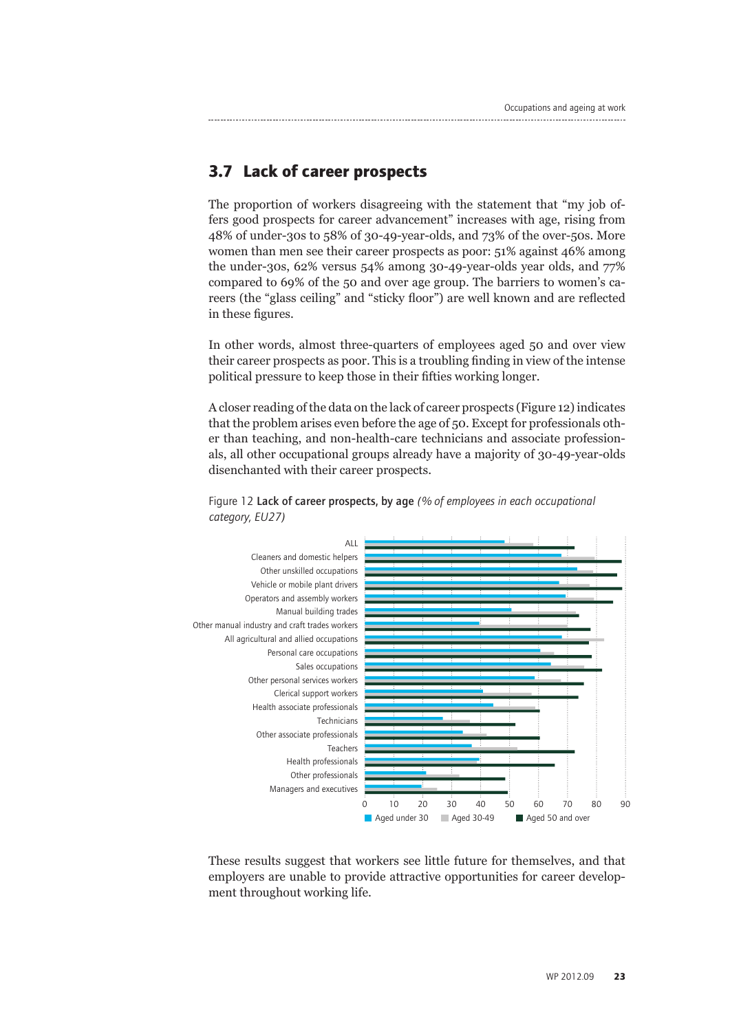## 3.7 Lack of career prospects

The proportion of workers disagreeing with the statement that "my job offers good prospects for career advancement" increases with age, rising from 48% of under-30s to 58% of 30-49-year-olds, and 73% of the over-50s. More women than men see their career prospects as poor: 51% against 46% among the under-30s, 62% versus 54% among 30-49-year-olds year olds, and 77% compared to 69% of the 50 and over age group. The barriers to women's careers (the "glass ceiling" and "sticky floor") are well known and are reflected in these figures.

In other words, almost three-quarters of employees aged 50 and over view their career prospects as poor. This is a troubling finding in view of the intense political pressure to keep those in their fifties working longer.

A closer reading of the data on the lack of career prospects (Figure 12) indicates that the problem arises even before the age of 50. Except for professionals other than teaching, and non-health-care technicians and associate professionals, all other occupational groups already have a majority of 30-49-year-olds disenchanted with their career prospects.

Figure 12 **Lack of career prospects, by age** *(% of employees in each occupational category, EU27)*

ALL
Cleaners and domestic helpers
Other unskilled occupations
Vehicle or mobile plant drivers
Operators and assembly workers
Manual building trades
Other manual industry and craft trades workers
All agricultural and allied occupations
Personal care occupations
Sales occupations
Other personal services workers
Clerical support workers
Health associate professionals
Technicians
Other associate professionals
Teachers
Health professionals
Other professionals
Managers and executives

0 10 20 30 40 50 60 70 80 90

Aged under 30 | Aged 30-49 | Aged 50 and over

These results suggest that workers see little future for themselves, and that employers are unable to provide attractive opportunities for career development throughout working life.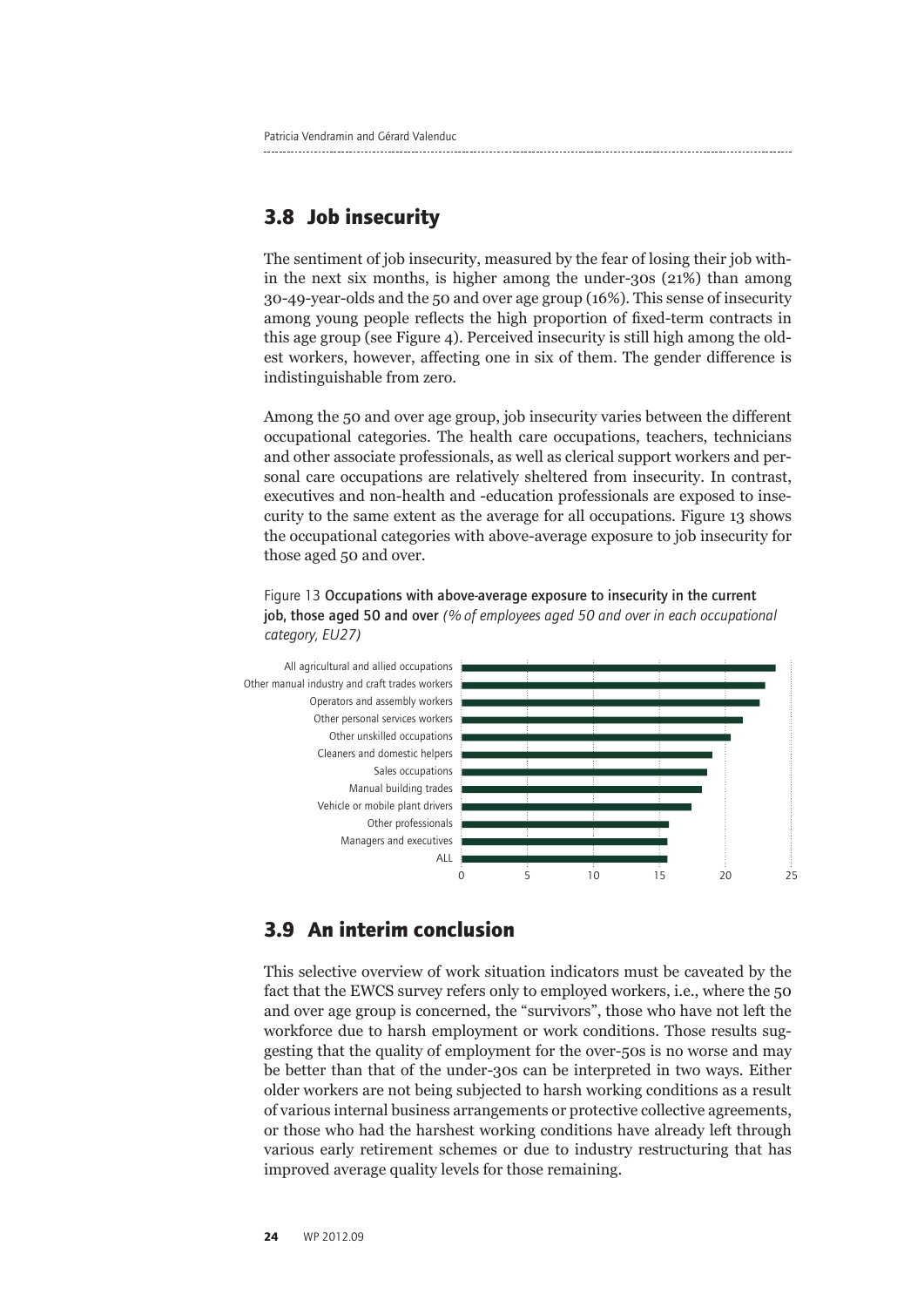## 3.8 Job insecurity

The sentiment of job insecurity, measured by the fear of losing their job within the next six months, is higher among the under-30s (21%) than among 30-49-year-olds and the 50 and over age group (16%). This sense of insecurity among young people reflects the high proportion of fixed-term contracts in this age group (see Figure 4). Perceived insecurity is still high among the oldest workers, however, affecting one in six of them. The gender difference is indistinguishable from zero.

Among the 50 and over age group, job insecurity varies between the different occupational categories. The health care occupations, teachers, technicians and other associate professionals, as well as clerical support workers and personal care occupations are relatively sheltered from insecurity. In contrast, executives and non-health and -education professionals are exposed to insecurity to the same extent as the average for all occupations. Figure 13 shows the occupational categories with above-average exposure to job insecurity for those aged 50 and over.

Figure 13 **Occupations with above-average exposure to insecurity in the current job, those aged 50 and over** *(% of employees aged 50 and over in each occupational category, EU27)*

| Occupational category |
|---|
| All agricultural and allied occupations |
| Other manual industry and craft trades workers |
| Operators and assembly workers |
| Other personal services workers |
| Other unskilled occupations |
| Cleaners and domestic helpers |
| Sales occupations |
| Manual building trades |
| Vehicle or mobile plant drivers |
| Other professionals |
| Managers and executives |
| ALL |

## 3.9 An interim conclusion

This selective overview of work situation indicators must be caveated by the fact that the EWCS survey refers only to employed workers, i.e., where the 50 and over age group is concerned, the "survivors", those who have not left the workforce due to harsh employment or work conditions. Those results suggesting that the quality of employment for the over-50s is no worse and may be better than that of the under-30s can be interpreted in two ways. Either older workers are not being subjected to harsh working conditions as a result of various internal business arrangements or protective collective agreements, or those who had the harshest working conditions have already left through various early retirement schemes or due to industry restructuring that has improved average quality levels for those remaining.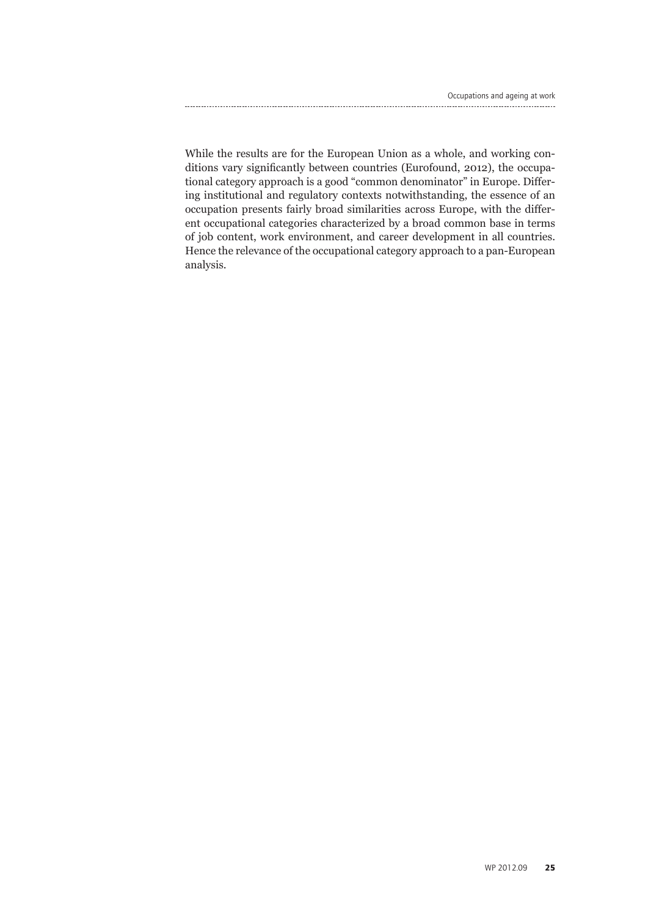While the results are for the European Union as a whole, and working conditions vary significantly between countries (Eurofound, 2012), the occupational category approach is a good "common denominator" in Europe. Differing institutional and regulatory contexts notwithstanding, the essence of an occupation presents fairly broad similarities across Europe, with the different occupational categories characterized by a broad common base in terms of job content, work environment, and career development in all countries. Hence the relevance of the occupational category approach to a pan-European analysis.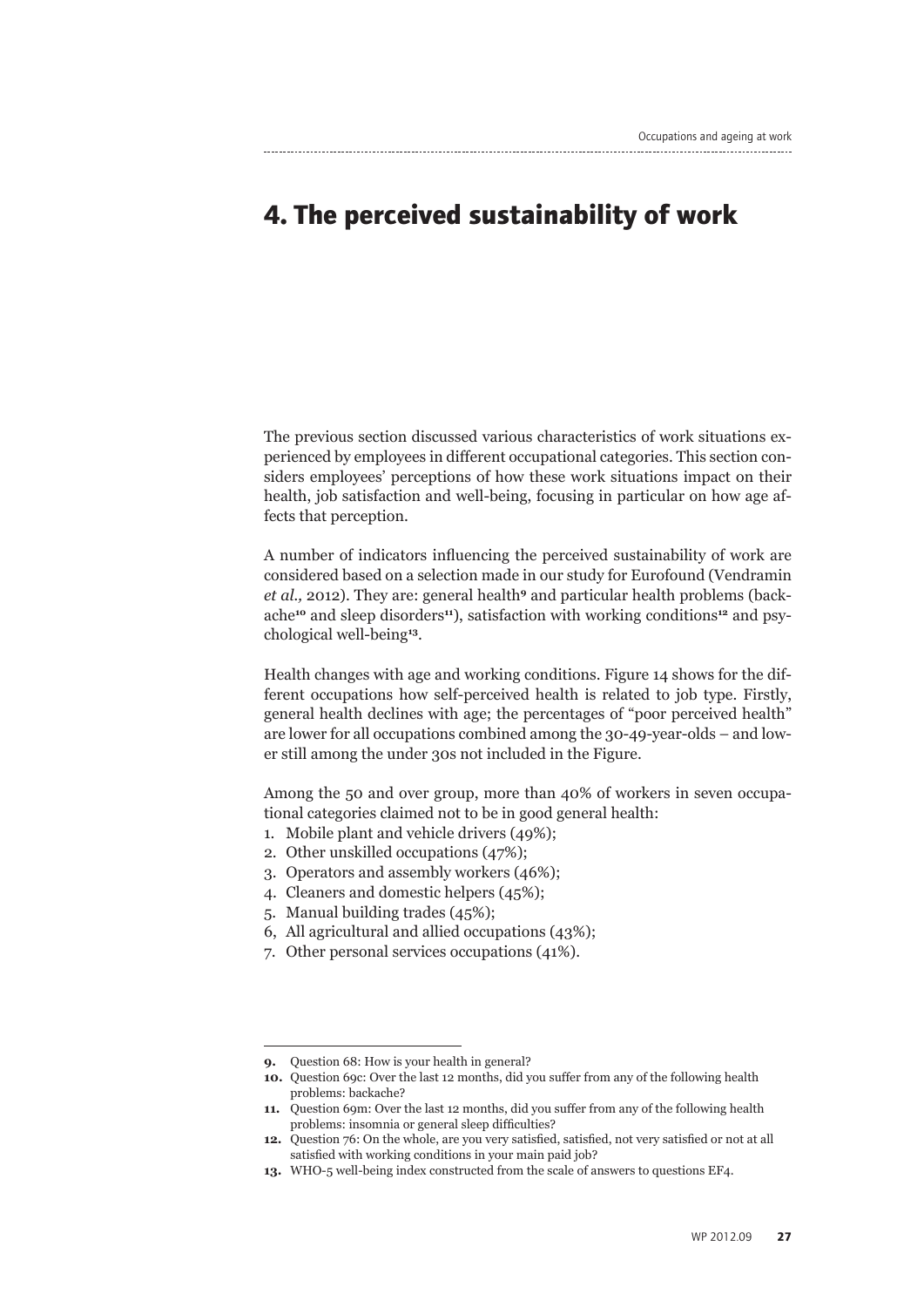# 4. The perceived sustainability of work

The previous section discussed various characteristics of work situations experienced by employees in different occupational categories. This section considers employees' perceptions of how these work situations impact on their health, job satisfaction and well-being, focusing in particular on how age affects that perception.

A number of indicators influencing the perceived sustainability of work are considered based on a selection made in our study for Eurofound (Vendramin *et al.,* 2012). They are: general health[9] and particular health problems (backache[10] and sleep disorders[11]), satisfaction with working conditions[12] and psychological well-being[13].

Health changes with age and working conditions. Figure 14 shows for the different occupations how self-perceived health is related to job type. Firstly, general health declines with age; the percentages of "poor perceived health" are lower for all occupations combined among the 30-49-year-olds – and lower still among the under 30s not included in the Figure.

Among the 50 and over group, more than 40% of workers in seven occupational categories claimed not to be in good general health:

1. Mobile plant and vehicle drivers (49%);
2. Other unskilled occupations (47%);
3. Operators and assembly workers (46%);
4. Cleaners and domestic helpers (45%);
5. Manual building trades (45%);
6, All agricultural and allied occupations (43%);
7. Other personal services occupations (41%).

---

**9.** Question 68: How is your health in general?

**10.** Question 69c: Over the last 12 months, did you suffer from any of the following health problems: backache?

**11.** Question 69m: Over the last 12 months, did you suffer from any of the following health problems: insomnia or general sleep difficulties?

**12.** Question 76: On the whole, are you very satisfied, satisfied, not very satisfied or not at all satisfied with working conditions in your main paid job?

**13.** WHO-5 well-being index constructed from the scale of answers to questions EF4.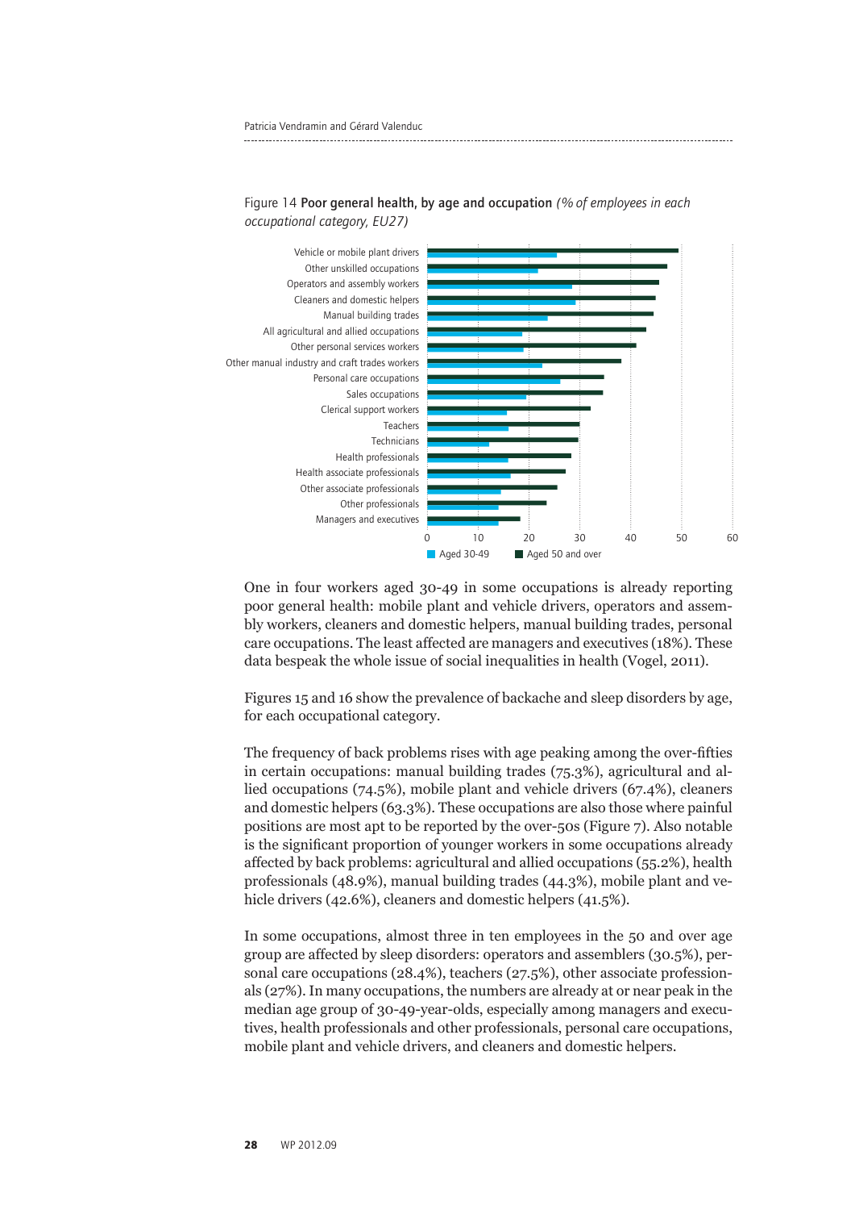Figure 14 **Poor general health, by age and occupation** *(% of employees in each occupational category, EU27)*

One in four workers aged 30-49 in some occupations is already reporting poor general health: mobile plant and vehicle drivers, operators and assembly workers, cleaners and domestic helpers, manual building trades, personal care occupations. The least affected are managers and executives (18%). These data bespeak the whole issue of social inequalities in health (Vogel, 2011).

Figures 15 and 16 show the prevalence of backache and sleep disorders by age, for each occupational category.

The frequency of back problems rises with age peaking among the over-fifties in certain occupations: manual building trades (75.3%), agricultural and allied occupations (74.5%), mobile plant and vehicle drivers (67.4%), cleaners and domestic helpers (63.3%). These occupations are also those where painful positions are most apt to be reported by the over-50s (Figure 7). Also notable is the significant proportion of younger workers in some occupations already affected by back problems: agricultural and allied occupations (55.2%), health professionals (48.9%), manual building trades (44.3%), mobile plant and vehicle drivers (42.6%), cleaners and domestic helpers (41.5%).

In some occupations, almost three in ten employees in the 50 and over age group are affected by sleep disorders: operators and assemblers (30.5%), personal care occupations (28.4%), teachers (27.5%), other associate professionals (27%). In many occupations, the numbers are already at or near peak in the median age group of 30-49-year-olds, especially among managers and executives, health professionals and other professionals, personal care occupations, mobile plant and vehicle drivers, and cleaners and domestic helpers.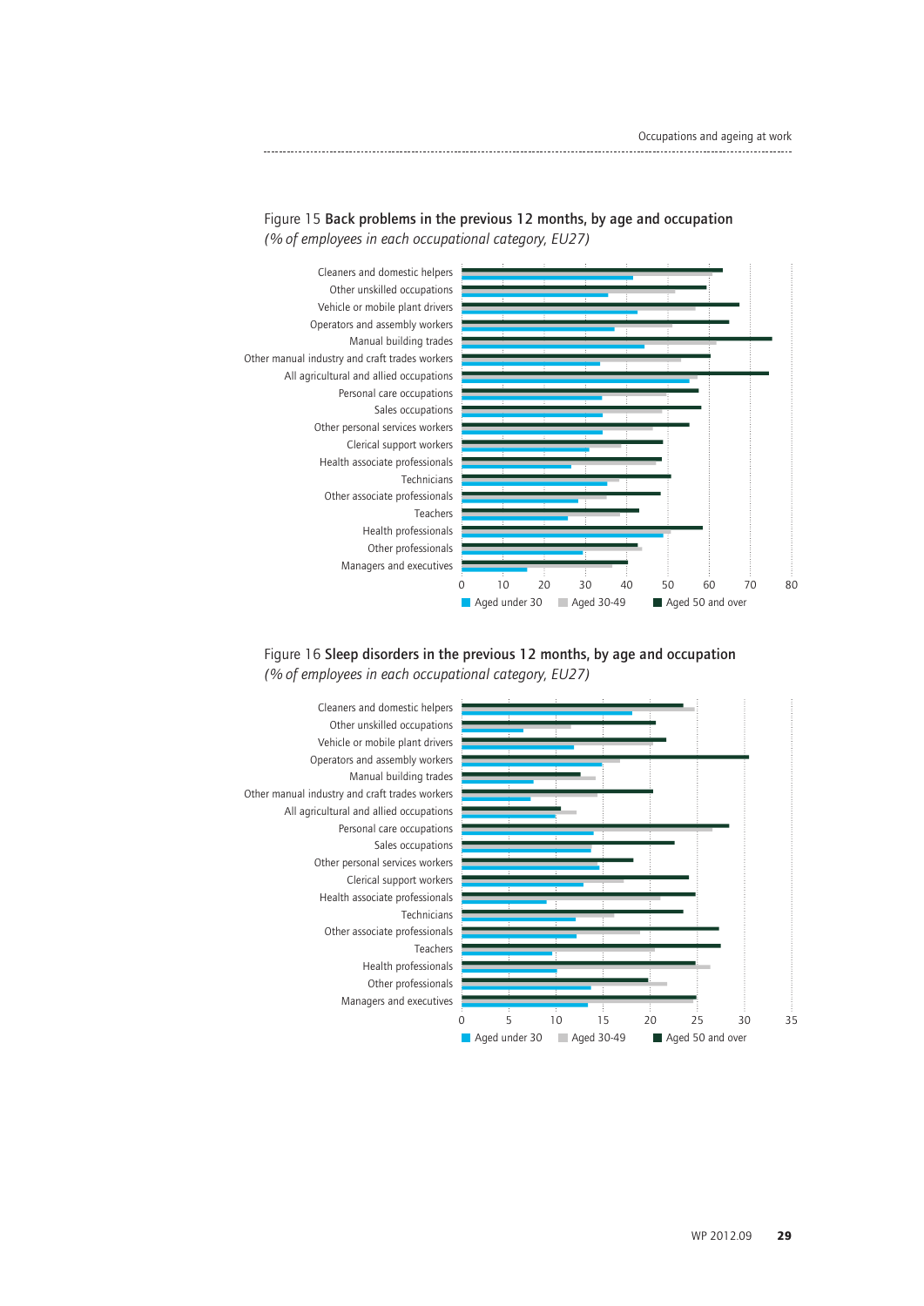Figure 15 **Back problems in the previous 12 months, by age and occupation**
*(% of employees in each occupational category, EU27)*

Figure 16 **Sleep disorders in the previous 12 months, by age and occupation**
*(% of employees in each occupational category, EU27)*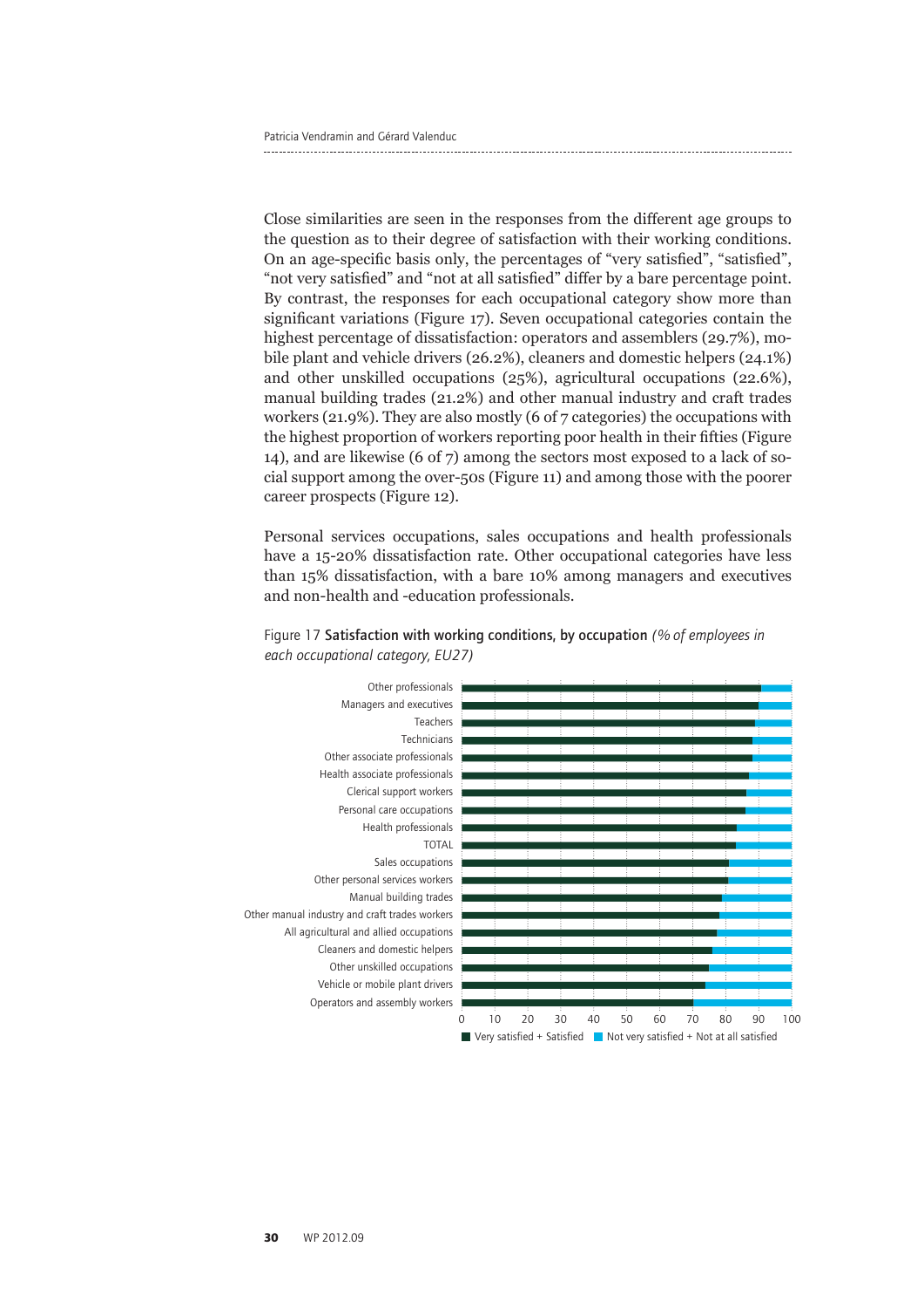Close similarities are seen in the responses from the different age groups to the question as to their degree of satisfaction with their working conditions. On an age-specific basis only, the percentages of "very satisfied", "satisfied", "not very satisfied" and "not at all satisfied" differ by a bare percentage point. By contrast, the responses for each occupational category show more than significant variations (Figure 17). Seven occupational categories contain the highest percentage of dissatisfaction: operators and assemblers (29.7%), mobile plant and vehicle drivers (26.2%), cleaners and domestic helpers (24.1%) and other unskilled occupations (25%), agricultural occupations (22.6%), manual building trades (21.2%) and other manual industry and craft trades workers (21.9%). They are also mostly (6 of 7 categories) the occupations with the highest proportion of workers reporting poor health in their fifties (Figure 14), and are likewise (6 of 7) among the sectors most exposed to a lack of social support among the over-50s (Figure 11) and among those with the poorer career prospects (Figure 12).

Personal services occupations, sales occupations and health professionals have a 15-20% dissatisfaction rate. Other occupational categories have less than 15% dissatisfaction, with a bare 10% among managers and executives and non-health and -education professionals.

Figure 17 **Satisfaction with working conditions, by occupation** *(% of employees in each occupational category, EU27)*

Categories shown (top to bottom): Other professionals; Managers and executives; Teachers; Technicians; Other associate professionals; Health associate professionals; Clerical support workers; Personal care occupations; Health professionals; TOTAL; Sales occupations; Other personal services workers; Manual building trades; Other manual industry and craft trades workers; All agricultural and allied occupations; Cleaners and domestic helpers; Other unskilled occupations; Vehicle or mobile plant drivers; Operators and assembly workers

Axis: 0, 10, 20, 30, 40, 50, 60, 70, 80, 90, 100

Legend: Very satisfied + Satisfied; Not very satisfied + Not at all satisfied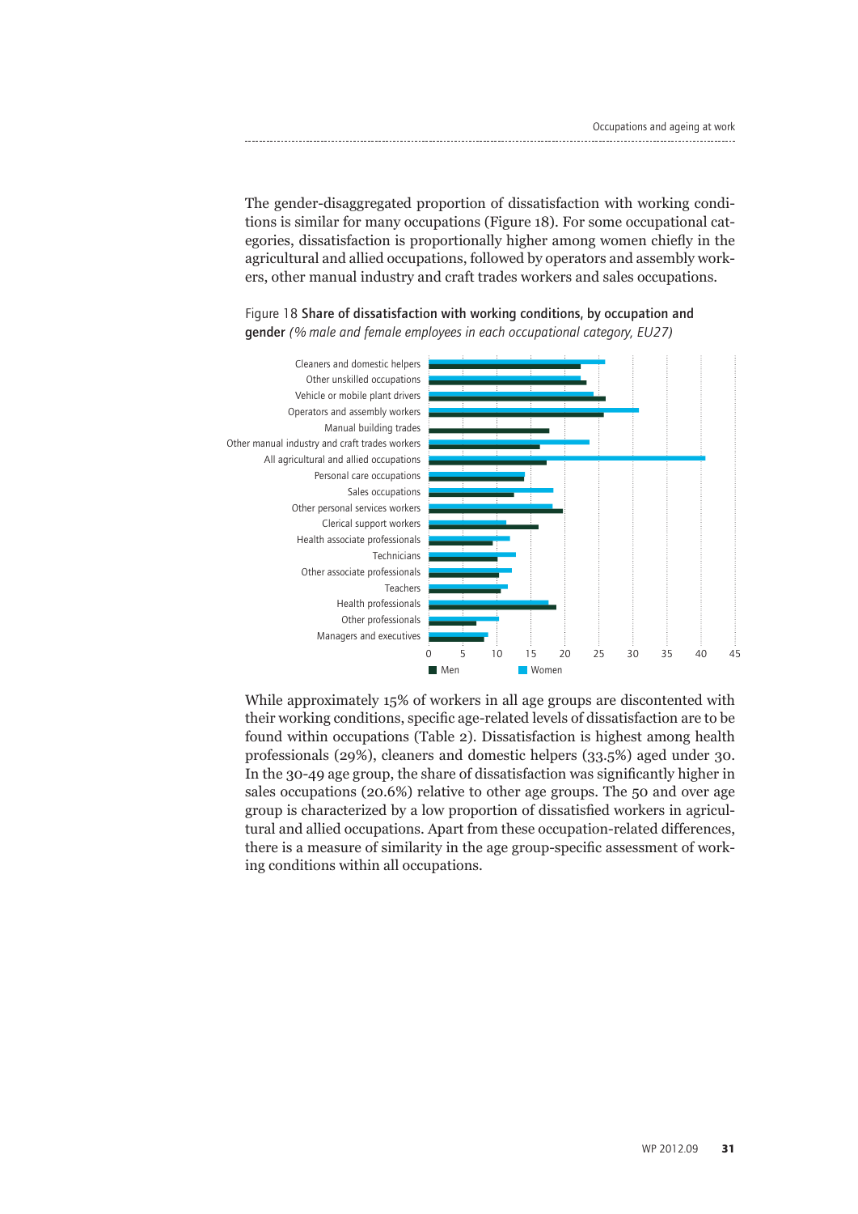The gender-disaggregated proportion of dissatisfaction with working conditions is similar for many occupations (Figure 18). For some occupational categories, dissatisfaction is proportionally higher among women chiefly in the agricultural and allied occupations, followed by operators and assembly workers, other manual industry and craft trades workers and sales occupations.

Figure 18 **Share of dissatisfaction with working conditions, by occupation and gender** *(% male and female employees in each occupational category, EU27)*

While approximately 15% of workers in all age groups are discontented with their working conditions, specific age-related levels of dissatisfaction are to be found within occupations (Table 2). Dissatisfaction is highest among health professionals (29%), cleaners and domestic helpers (33.5%) aged under 30. In the 30-49 age group, the share of dissatisfaction was significantly higher in sales occupations (20.6%) relative to other age groups. The 50 and over age group is characterized by a low proportion of dissatisfied workers in agricultural and allied occupations. Apart from these occupation-related differences, there is a measure of similarity in the age group-specific assessment of working conditions within all occupations.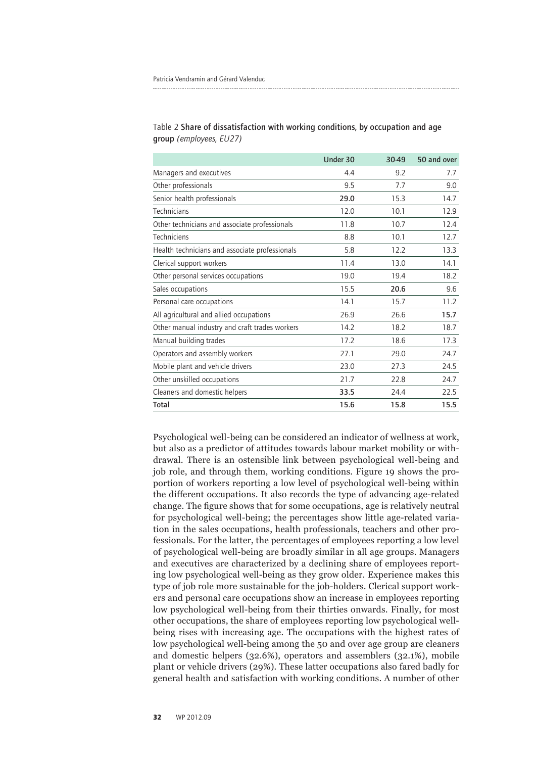Table 2 **Share of dissatisfaction with working conditions, by occupation and age group** *(employees, EU27)*

| | Under 30 | 30-49 | 50 and over |
|---|---|---|---|
| Managers and executives | 4.4 | 9.2 | 7.7 |
| Other professionals | 9.5 | 7.7 | 9.0 |
| Senior health professionals | **29.0** | 15.3 | 14.7 |
| Technicians | 12.0 | 10.1 | 12.9 |
| Other technicians and associate professionals | 11.8 | 10.7 | 12.4 |
| Techniciens | 8.8 | 10.1 | 12.7 |
| Health technicians and associate professionals | 5.8 | 12.2 | 13.3 |
| Clerical support workers | 11.4 | 13.0 | 14.1 |
| Other personal services occupations | 19.0 | 19.4 | 18.2 |
| Sales occupations | 15.5 | **20.6** | 9.6 |
| Personal care occupations | 14.1 | 15.7 | 11.2 |
| All agricultural and allied occupations | 26.9 | 26.6 | **15.7** |
| Other manual industry and craft trades workers | 14.2 | 18.2 | 18.7 |
| Manual building trades | 17.2 | 18.6 | 17.3 |
| Operators and assembly workers | 27.1 | 29.0 | 24.7 |
| Mobile plant and vehicle drivers | 23.0 | 27.3 | 24.5 |
| Other unskilled occupations | 21.7 | 22.8 | 24.7 |
| Cleaners and domestic helpers | **33.5** | 24.4 | 22.5 |
| **Total** | **15.6** | **15.8** | **15.5** |

Psychological well-being can be considered an indicator of wellness at work, but also as a predictor of attitudes towards labour market mobility or withdrawal. There is an ostensible link between psychological well-being and job role, and through them, working conditions. Figure 19 shows the proportion of workers reporting a low level of psychological well-being within the different occupations. It also records the type of advancing age-related change. The figure shows that for some occupations, age is relatively neutral for psychological well-being; the percentages show little age-related variation in the sales occupations, health professionals, teachers and other professionals. For the latter, the percentages of employees reporting a low level of psychological well-being are broadly similar in all age groups. Managers and executives are characterized by a declining share of employees reporting low psychological well-being as they grow older. Experience makes this type of job role more sustainable for the job-holders. Clerical support workers and personal care occupations show an increase in employees reporting low psychological well-being from their thirties onwards. Finally, for most other occupations, the share of employees reporting low psychological well-being rises with increasing age. The occupations with the highest rates of low psychological well-being among the 50 and over age group are cleaners and domestic helpers (32.6%), operators and assemblers (32.1%), mobile plant or vehicle drivers (29%). These latter occupations also fared badly for general health and satisfaction with working conditions. A number of other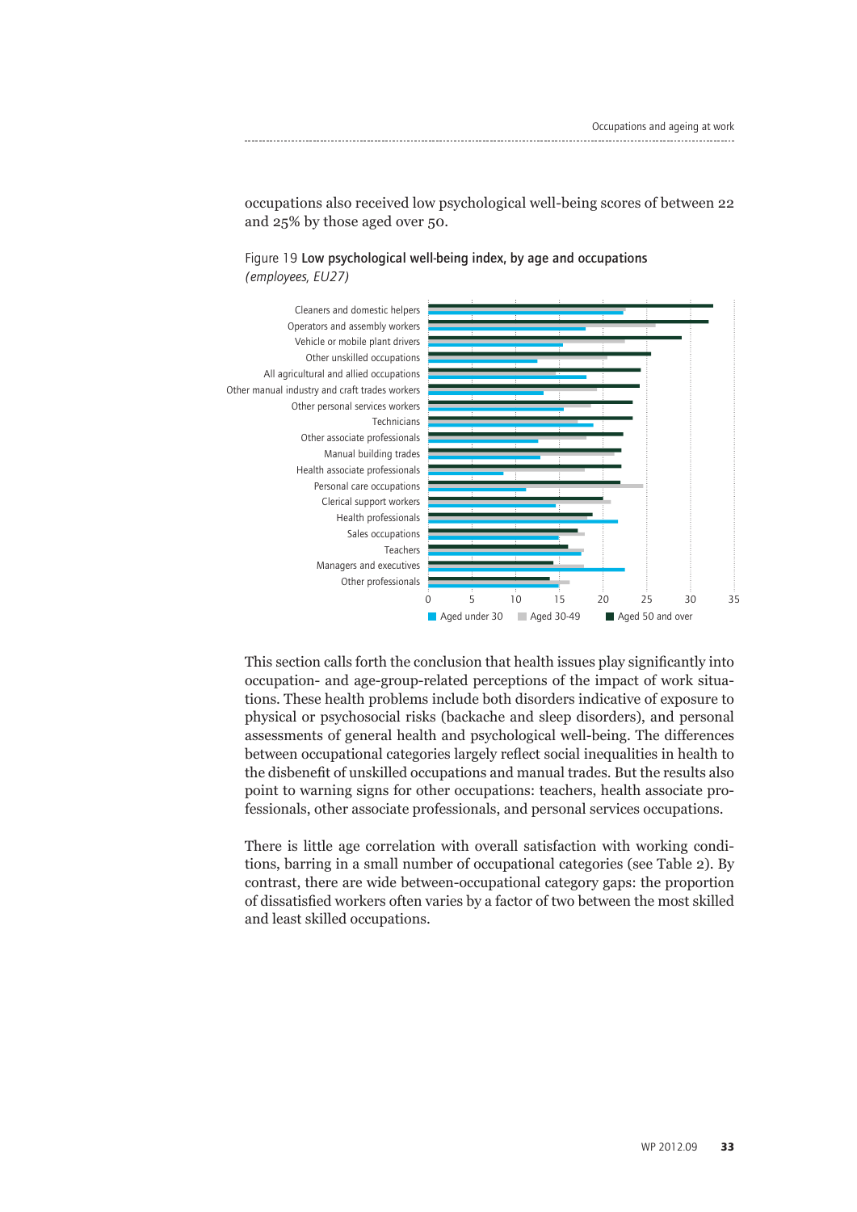occupations also received low psychological well-being scores of between 22 and 25% by those aged over 50.

Figure 19 **Low psychological well-being index, by age and occupations** *(employees, EU27)*

This section calls forth the conclusion that health issues play significantly into occupation- and age-group-related perceptions of the impact of work situations. These health problems include both disorders indicative of exposure to physical or psychosocial risks (backache and sleep disorders), and personal assessments of general health and psychological well-being. The differences between occupational categories largely reflect social inequalities in health to the disbenefit of unskilled occupations and manual trades. But the results also point to warning signs for other occupations: teachers, health associate professionals, other associate professionals, and personal services occupations.

There is little age correlation with overall satisfaction with working conditions, barring in a small number of occupational categories (see Table 2). By contrast, there are wide between-occupational category gaps: the proportion of dissatisfied workers often varies by a factor of two between the most skilled and least skilled occupations.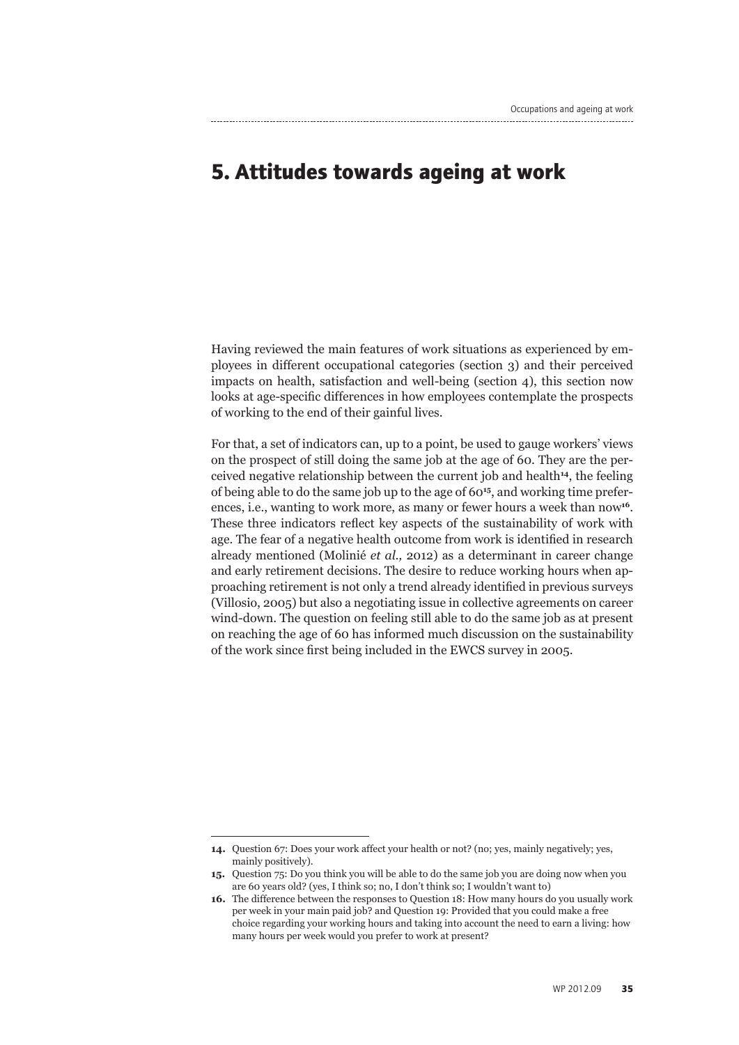# 5. Attitudes towards ageing at work

Having reviewed the main features of work situations as experienced by employees in different occupational categories (section 3) and their perceived impacts on health, satisfaction and well-being (section 4), this section now looks at age-specific differences in how employees contemplate the prospects of working to the end of their gainful lives.

For that, a set of indicators can, up to a point, be used to gauge workers' views on the prospect of still doing the same job at the age of 60. They are the perceived negative relationship between the current job and health[14], the feeling of being able to do the same job up to the age of 60[15], and working time preferences, i.e., wanting to work more, as many or fewer hours a week than now[16]. These three indicators reflect key aspects of the sustainability of work with age. The fear of a negative health outcome from work is identified in research already mentioned (Molinié *et al.,* 2012) as a determinant in career change and early retirement decisions. The desire to reduce working hours when approaching retirement is not only a trend already identified in previous surveys (Villosio, 2005) but also a negotiating issue in collective agreements on career wind-down. The question on feeling still able to do the same job as at present on reaching the age of 60 has informed much discussion on the sustainability of the work since first being included in the EWCS survey in 2005.

---

**14.** Question 67: Does your work affect your health or not? (no; yes, mainly negatively; yes, mainly positively).

**15.** Question 75: Do you think you will be able to do the same job you are doing now when you are 60 years old? (yes, I think so; no, I don't think so; I wouldn't want to)

**16.** The difference between the responses to Question 18: How many hours do you usually work per week in your main paid job? and Question 19: Provided that you could make a free choice regarding your working hours and taking into account the need to earn a living: how many hours per week would you prefer to work at present?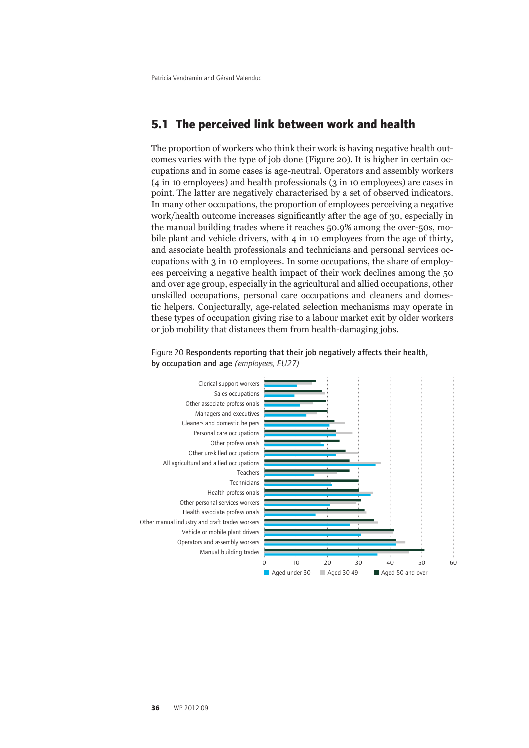## 5.1 The perceived link between work and health

The proportion of workers who think their work is having negative health outcomes varies with the type of job done (Figure 20). It is higher in certain occupations and in some cases is age-neutral. Operators and assembly workers (4 in 10 employees) and health professionals (3 in 10 employees) are cases in point. The latter are negatively characterised by a set of observed indicators. In many other occupations, the proportion of employees perceiving a negative work/health outcome increases significantly after the age of 30, especially in the manual building trades where it reaches 50.9% among the over-50s, mobile plant and vehicle drivers, with 4 in 10 employees from the age of thirty, and associate health professionals and technicians and personal services occupations with 3 in 10 employees. In some occupations, the share of employees perceiving a negative health impact of their work declines among the 50 and over age group, especially in the agricultural and allied occupations, other unskilled occupations, personal care occupations and cleaners and domestic helpers. Conjecturally, age-related selection mechanisms may operate in these types of occupation giving rise to a labour market exit by older workers or job mobility that distances them from health-damaging jobs.

Figure 20 **Respondents reporting that their job negatively affects their health, by occupation and age** *(employees, EU27)*

Clerical support workers
Sales occupations
Other associate professionals
Managers and executives
Cleaners and domestic helpers
Personal care occupations
Other professionals
Other unskilled occupations
All agricultural and allied occupations
Teachers
Technicians
Health professionals
Other personal services workers
Health associate professionals
Other manual industry and craft trades workers
Vehicle or mobile plant drivers
Operators and assembly workers
Manual building trades

0 10 20 30 40 50 60

Aged under 30 | Aged 30-49 | Aged 50 and over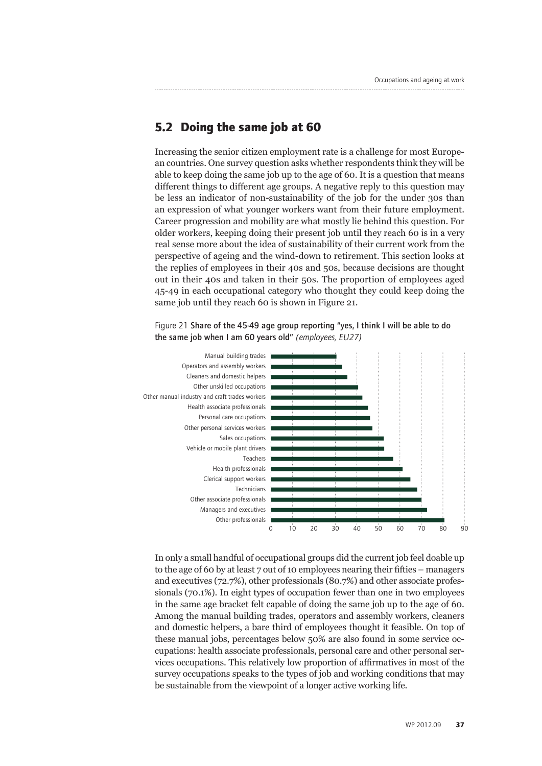## 5.2 Doing the same job at 60

Increasing the senior citizen employment rate is a challenge for most European countries. One survey question asks whether respondents think they will be able to keep doing the same job up to the age of 60. It is a question that means different things to different age groups. A negative reply to this question may be less an indicator of non-sustainability of the job for the under 30s than an expression of what younger workers want from their future employment. Career progression and mobility are what mostly lie behind this question. For older workers, keeping doing their present job until they reach 60 is in a very real sense more about the idea of sustainability of their current work from the perspective of ageing and the wind-down to retirement. This section looks at the replies of employees in their 40s and 50s, because decisions are thought out in their 40s and taken in their 50s. The proportion of employees aged 45-49 in each occupational category who thought they could keep doing the same job until they reach 60 is shown in Figure 21.

Figure 21 **Share of the 45-49 age group reporting "yes, I think I will be able to do the same job when I am 60 years old"** *(employees, EU27)*

| Occupation | Share (approx.) |
|---|---|
| Manual building trades | ~31 |
| Operators and assembly workers | ~33 |
| Cleaners and domestic helpers | ~36 |
| Other unskilled occupations | ~41 |
| Other manual industry and craft trades workers | ~43 |
| Health associate professionals | ~45 |
| Personal care occupations | ~46 |
| Other personal services workers | ~47 |
| Sales occupations | ~53 |
| Vehicle or mobile plant drivers | ~53 |
| Teachers | ~57 |
| Health professionals | ~61 |
| Clerical support workers | ~65 |
| Technicians | ~68 |
| Other associate professionals | 70.1 |
| Managers and executives | 72.7 |
| Other professionals | 80.7 |

In only a small handful of occupational groups did the current job feel doable up to the age of 60 by at least 7 out of 10 employees nearing their fifties – managers and executives (72.7%), other professionals (80.7%) and other associate professionals (70.1%). In eight types of occupation fewer than one in two employees in the same age bracket felt capable of doing the same job up to the age of 60. Among the manual building trades, operators and assembly workers, cleaners and domestic helpers, a bare third of employees thought it feasible. On top of these manual jobs, percentages below 50% are also found in some service occupations: health associate professionals, personal care and other personal services occupations. This relatively low proportion of affirmatives in most of the survey occupations speaks to the types of job and working conditions that may be sustainable from the viewpoint of a longer active working life.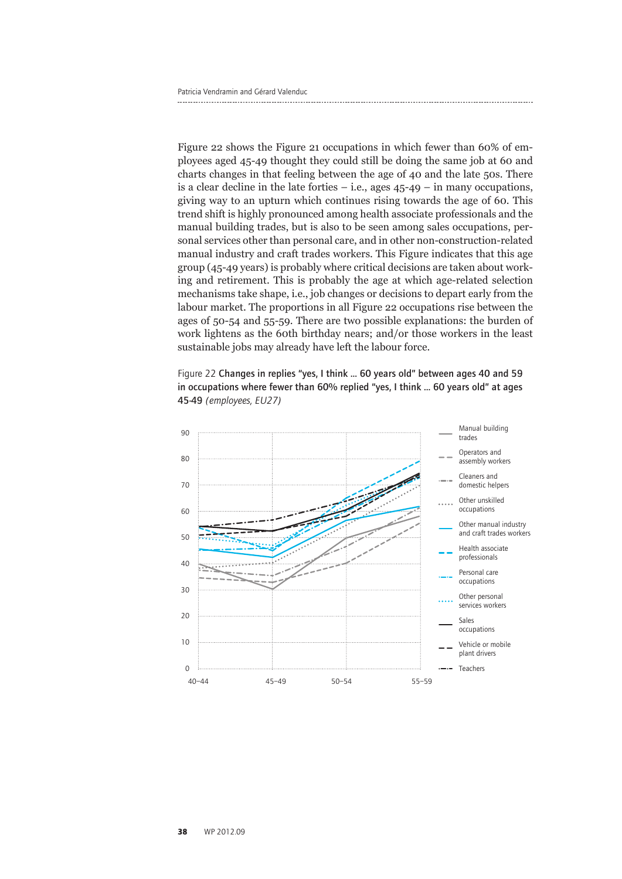Figure 22 shows the Figure 21 occupations in which fewer than 60% of employees aged 45-49 thought they could still be doing the same job at 60 and charts changes in that feeling between the age of 40 and the late 50s. There is a clear decline in the late forties – i.e., ages 45-49 – in many occupations, giving way to an upturn which continues rising towards the age of 60. This trend shift is highly pronounced among health associate professionals and the manual building trades, but is also to be seen among sales occupations, personal services other than personal care, and in other non-construction-related manual industry and craft trades workers. This Figure indicates that this age group (45-49 years) is probably where critical decisions are taken about working and retirement. This is probably the age at which age-related selection mechanisms take shape, i.e., job changes or decisions to depart early from the labour market. The proportions in all Figure 22 occupations rise between the ages of 50-54 and 55-59. There are two possible explanations: the burden of work lightens as the 60th birthday nears; and/or those workers in the least sustainable jobs may already have left the labour force.

Figure 22 **Changes in replies "yes, I think ... 60 years old" between ages 40 and 59 in occupations where fewer than 60% replied "yes, I think ... 60 years old" at ages 45-49** *(employees, EU27)*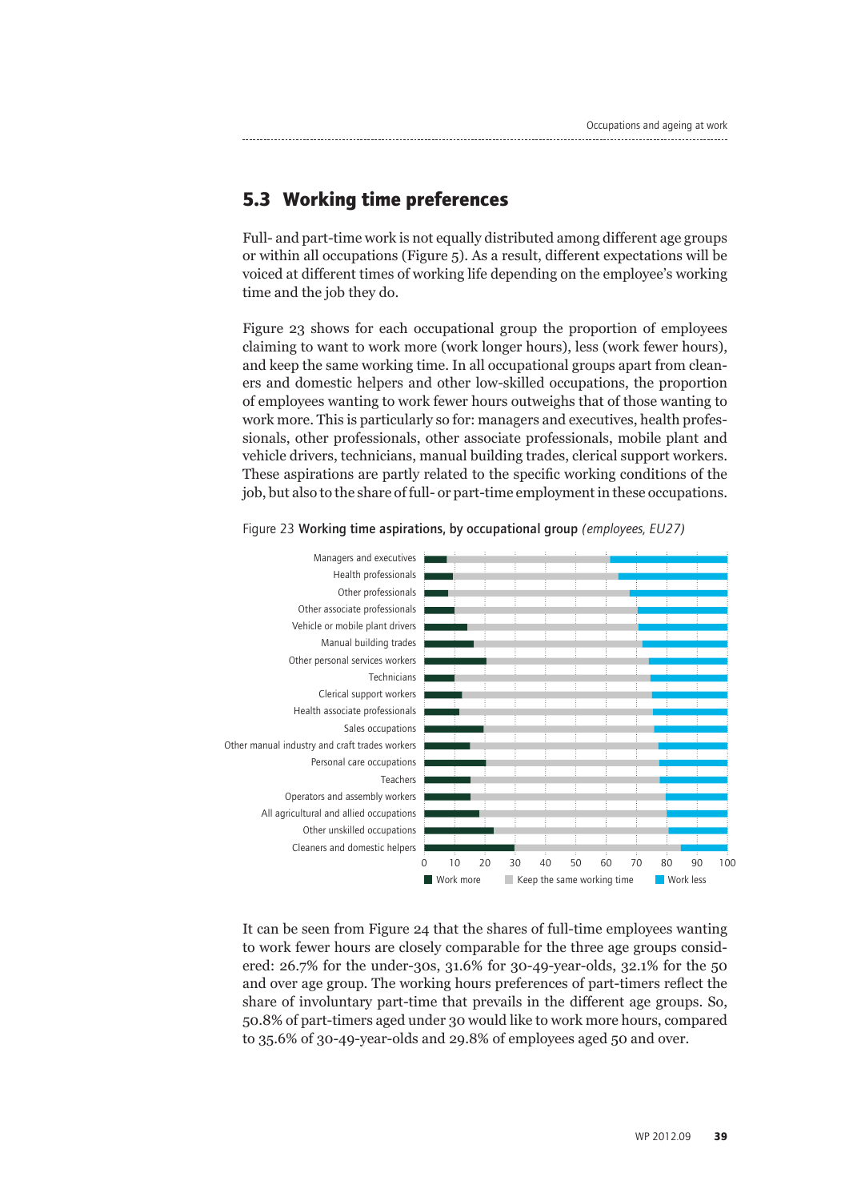## 5.3 Working time preferences

Full- and part-time work is not equally distributed among different age groups or within all occupations (Figure 5). As a result, different expectations will be voiced at different times of working life depending on the employee's working time and the job they do.

Figure 23 shows for each occupational group the proportion of employees claiming to want to work more (work longer hours), less (work fewer hours), and keep the same working time. In all occupational groups apart from cleaners and domestic helpers and other low-skilled occupations, the proportion of employees wanting to work fewer hours outweighs that of those wanting to work more. This is particularly so for: managers and executives, health professionals, other professionals, other associate professionals, mobile plant and vehicle drivers, technicians, manual building trades, clerical support workers. These aspirations are partly related to the specific working conditions of the job, but also to the share of full- or part-time employment in these occupations.

Figure 23 **Working time aspirations, by occupational group** *(employees, EU27)*

Managers and executives
Health professionals
Other professionals
Other associate professionals
Vehicle or mobile plant drivers
Manual building trades
Other personal services workers
Technicians
Clerical support workers
Health associate professionals
Sales occupations
Other manual industry and craft trades workers
Personal care occupations
Teachers
Operators and assembly workers
All agricultural and allied occupations
Other unskilled occupations
Cleaners and domestic helpers

0 10 20 30 40 50 60 70 80 90 100

Work more | Keep the same working time | Work less

It can be seen from Figure 24 that the shares of full-time employees wanting to work fewer hours are closely comparable for the three age groups considered: 26.7% for the under-30s, 31.6% for 30-49-year-olds, 32.1% for the 50 and over age group. The working hours preferences of part-timers reflect the share of involuntary part-time that prevails in the different age groups. So, 50.8% of part-timers aged under 30 would like to work more hours, compared to 35.6% of 30-49-year-olds and 29.8% of employees aged 50 and over.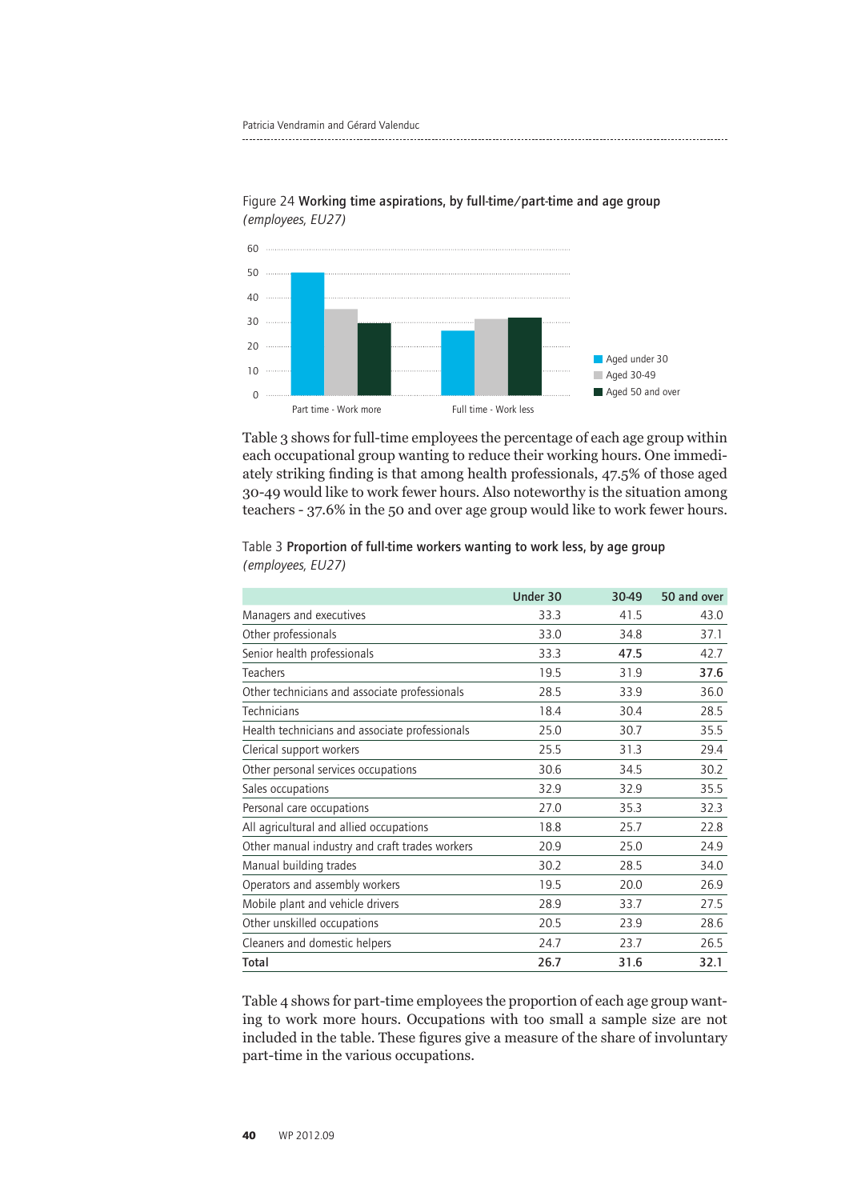Figure 24 **Working time aspirations, by full-time/part-time and age group** *(employees, EU27)*

Table 3 shows for full-time employees the percentage of each age group within each occupational group wanting to reduce their working hours. One immediately striking finding is that among health professionals, 47.5% of those aged 30-49 would like to work fewer hours. Also noteworthy is the situation among teachers - 37.6% in the 50 and over age group would like to work fewer hours.

Table 3 **Proportion of full-time workers wanting to work less, by age group** *(employees, EU27)*

| | Under 30 | 30-49 | 50 and over |
|---|---|---|---|
| Managers and executives | 33.3 | 41.5 | 43.0 |
| Other professionals | 33.0 | 34.8 | 37.1 |
| Senior health professionals | 33.3 | **47.5** | 42.7 |
| Teachers | 19.5 | 31.9 | **37.6** |
| Other technicians and associate professionals | 28.5 | 33.9 | 36.0 |
| Technicians | 18.4 | 30.4 | 28.5 |
| Health technicians and associate professionals | 25.0 | 30.7 | 35.5 |
| Clerical support workers | 25.5 | 31.3 | 29.4 |
| Other personal services occupations | 30.6 | 34.5 | 30.2 |
| Sales occupations | 32.9 | 32.9 | 35.5 |
| Personal care occupations | 27.0 | 35.3 | 32.3 |
| All agricultural and allied occupations | 18.8 | 25.7 | 22.8 |
| Other manual industry and craft trades workers | 20.9 | 25.0 | 24.9 |
| Manual building trades | 30.2 | 28.5 | 34.0 |
| Operators and assembly workers | 19.5 | 20.0 | 26.9 |
| Mobile plant and vehicle drivers | 28.9 | 33.7 | 27.5 |
| Other unskilled occupations | 20.5 | 23.9 | 28.6 |
| Cleaners and domestic helpers | 24.7 | 23.7 | 26.5 |
| **Total** | **26.7** | **31.6** | **32.1** |

Table 4 shows for part-time employees the proportion of each age group wanting to work more hours. Occupations with too small a sample size are not included in the table. These figures give a measure of the share of involuntary part-time in the various occupations.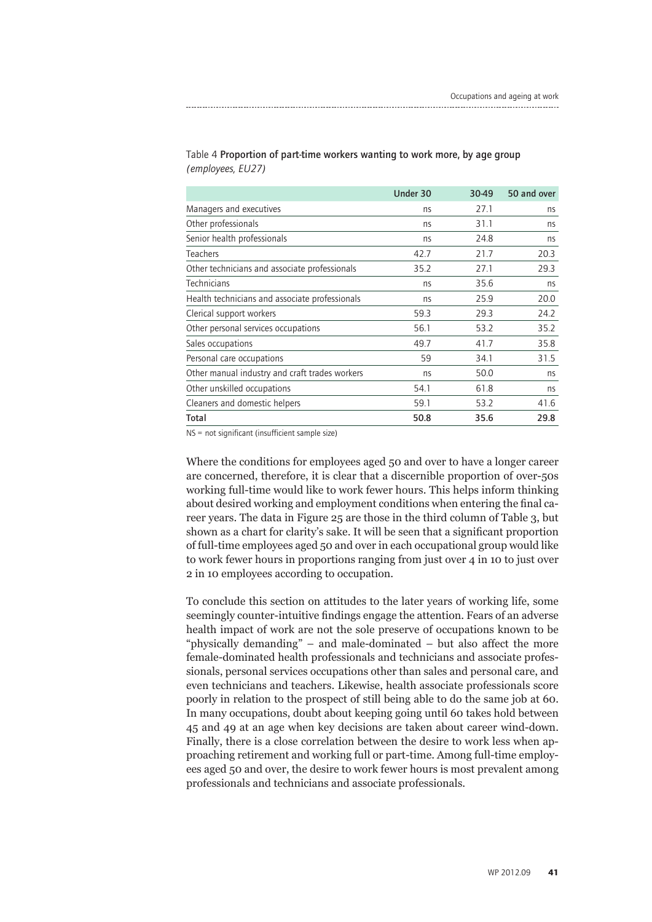Table 4 **Proportion of part-time workers wanting to work more, by age group** *(employees, EU27)*

| | Under 30 | 30-49 | 50 and over |
|---|---|---|---|
| Managers and executives | ns | 27.1 | ns |
| Other professionals | ns | 31.1 | ns |
| Senior health professionals | ns | 24.8 | ns |
| Teachers | 42.7 | 21.7 | 20.3 |
| Other technicians and associate professionals | 35.2 | 27.1 | 29.3 |
| Technicians | ns | 35.6 | ns |
| Health technicians and associate professionals | ns | 25.9 | 20.0 |
| Clerical support workers | 59.3 | 29.3 | 24.2 |
| Other personal services occupations | 56.1 | 53.2 | 35.2 |
| Sales occupations | 49.7 | 41.7 | 35.8 |
| Personal care occupations | 59 | 34.1 | 31.5 |
| Other manual industry and craft trades workers | ns | 50.0 | ns |
| Other unskilled occupations | 54.1 | 61.8 | ns |
| Cleaners and domestic helpers | 59.1 | 53.2 | 41.6 |
| **Total** | **50.8** | **35.6** | **29.8** |

NS = not significant (insufficient sample size)

Where the conditions for employees aged 50 and over to have a longer career are concerned, therefore, it is clear that a discernible proportion of over-50s working full-time would like to work fewer hours. This helps inform thinking about desired working and employment conditions when entering the final career years. The data in Figure 25 are those in the third column of Table 3, but shown as a chart for clarity's sake. It will be seen that a significant proportion of full-time employees aged 50 and over in each occupational group would like to work fewer hours in proportions ranging from just over 4 in 10 to just over 2 in 10 employees according to occupation.

To conclude this section on attitudes to the later years of working life, some seemingly counter-intuitive findings engage the attention. Fears of an adverse health impact of work are not the sole preserve of occupations known to be "physically demanding" – and male-dominated – but also affect the more female-dominated health professionals and technicians and associate professionals, personal services occupations other than sales and personal care, and even technicians and teachers. Likewise, health associate professionals score poorly in relation to the prospect of still being able to do the same job at 60. In many occupations, doubt about keeping going until 60 takes hold between 45 and 49 at an age when key decisions are taken about career wind-down. Finally, there is a close correlation between the desire to work less when approaching retirement and working full or part-time. Among full-time employees aged 50 and over, the desire to work fewer hours is most prevalent among professionals and technicians and associate professionals.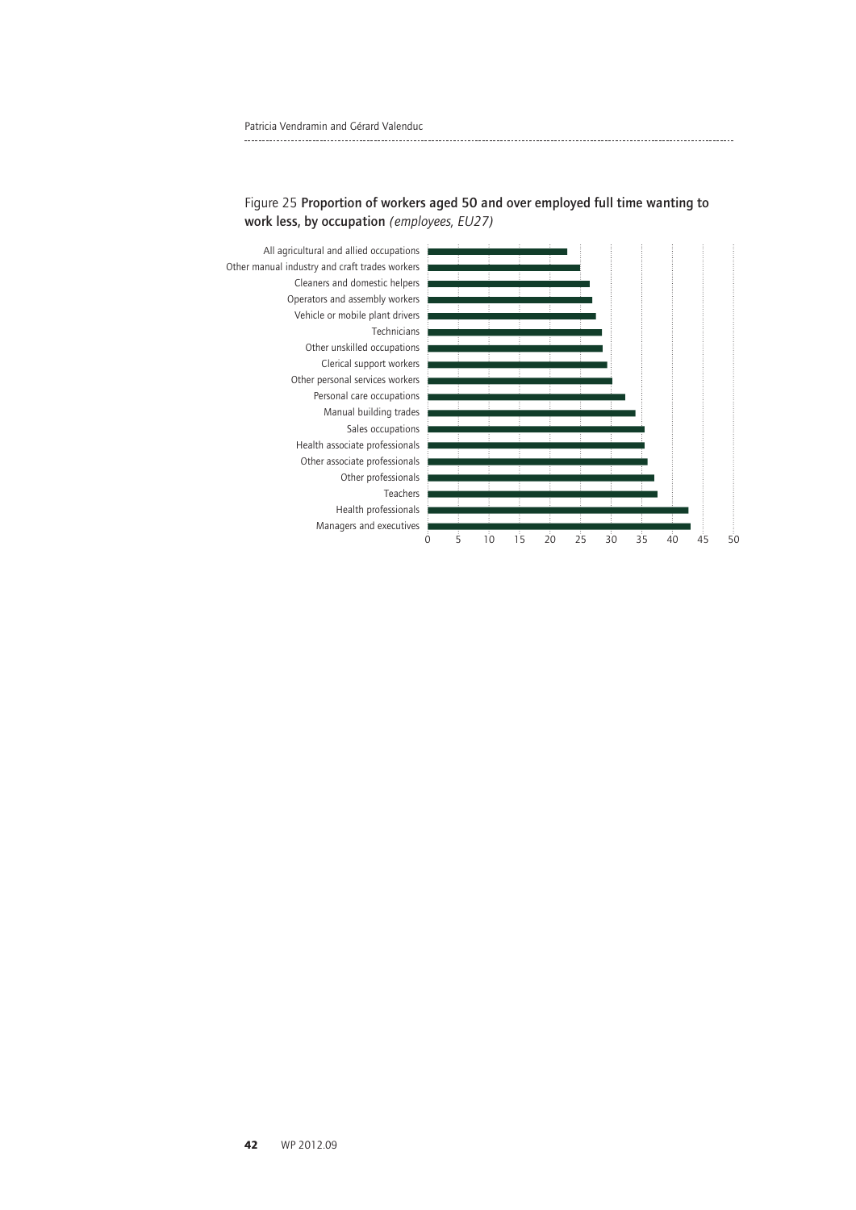Figure 25 **Proportion of workers aged 50 and over employed full time wanting to work less, by occupation** *(employees, EU27)*

| Occupation | Value (approx.) |
|---|---|
| All agricultural and allied occupations | 23 |
| Other manual industry and craft trades workers | 25 |
| Cleaners and domestic helpers | 26.5 |
| Operators and assembly workers | 27 |
| Vehicle or mobile plant drivers | 27.5 |
| Technicians | 28.5 |
| Other unskilled occupations | 28.5 |
| Clerical support workers | 29.5 |
| Other personal services workers | 30 |
| Personal care occupations | 32.5 |
| Manual building trades | 34 |
| Sales occupations | 35.5 |
| Health associate professionals | 35.5 |
| Other associate professionals | 36 |
| Other professionals | 37 |
| Teachers | 37.5 |
| Health professionals | 42.5 |
| Managers and executives | 43 |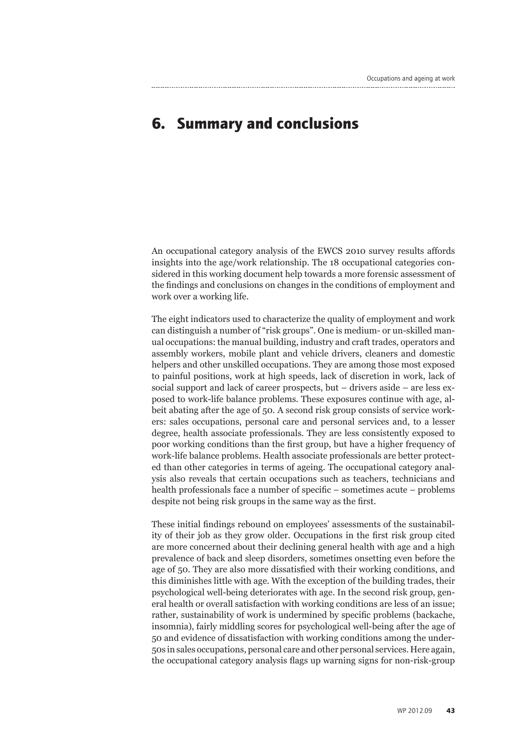# 6. Summary and conclusions

An occupational category analysis of the EWCS 2010 survey results affords insights into the age/work relationship. The 18 occupational categories considered in this working document help towards a more forensic assessment of the findings and conclusions on changes in the conditions of employment and work over a working life.

The eight indicators used to characterize the quality of employment and work can distinguish a number of "risk groups". One is medium- or un-skilled manual occupations: the manual building, industry and craft trades, operators and assembly workers, mobile plant and vehicle drivers, cleaners and domestic helpers and other unskilled occupations. They are among those most exposed to painful positions, work at high speeds, lack of discretion in work, lack of social support and lack of career prospects, but – drivers aside – are less exposed to work-life balance problems. These exposures continue with age, albeit abating after the age of 50. A second risk group consists of service workers: sales occupations, personal care and personal services and, to a lesser degree, health associate professionals. They are less consistently exposed to poor working conditions than the first group, but have a higher frequency of work-life balance problems. Health associate professionals are better protected than other categories in terms of ageing. The occupational category analysis also reveals that certain occupations such as teachers, technicians and health professionals face a number of specific – sometimes acute – problems despite not being risk groups in the same way as the first.

These initial findings rebound on employees' assessments of the sustainability of their job as they grow older. Occupations in the first risk group cited are more concerned about their declining general health with age and a high prevalence of back and sleep disorders, sometimes onsetting even before the age of 50. They are also more dissatisfied with their working conditions, and this diminishes little with age. With the exception of the building trades, their psychological well-being deteriorates with age. In the second risk group, general health or overall satisfaction with working conditions are less of an issue; rather, sustainability of work is undermined by specific problems (backache, insomnia), fairly middling scores for psychological well-being after the age of 50 and evidence of dissatisfaction with working conditions among the under-50s in sales occupations, personal care and other personal services. Here again, the occupational category analysis flags up warning signs for non-risk-group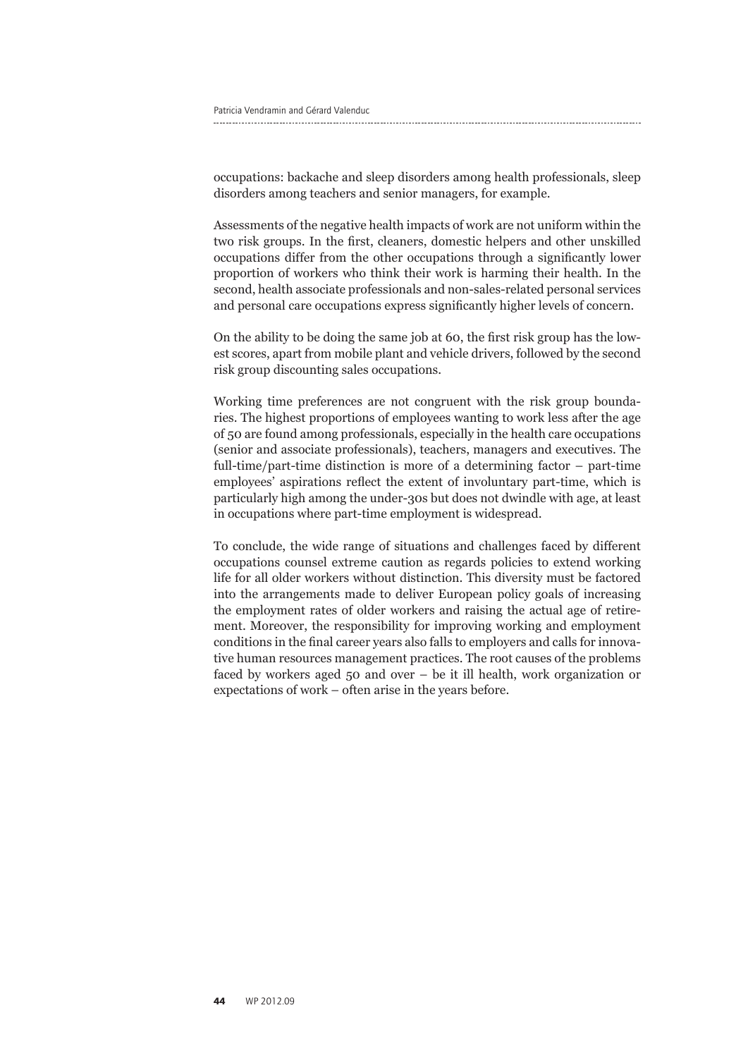occupations: backache and sleep disorders among health professionals, sleep disorders among teachers and senior managers, for example.

Assessments of the negative health impacts of work are not uniform within the two risk groups. In the first, cleaners, domestic helpers and other unskilled occupations differ from the other occupations through a significantly lower proportion of workers who think their work is harming their health. In the second, health associate professionals and non-sales-related personal services and personal care occupations express significantly higher levels of concern.

On the ability to be doing the same job at 60, the first risk group has the lowest scores, apart from mobile plant and vehicle drivers, followed by the second risk group discounting sales occupations.

Working time preferences are not congruent with the risk group boundaries. The highest proportions of employees wanting to work less after the age of 50 are found among professionals, especially in the health care occupations (senior and associate professionals), teachers, managers and executives. The full-time/part-time distinction is more of a determining factor – part-time employees' aspirations reflect the extent of involuntary part-time, which is particularly high among the under-30s but does not dwindle with age, at least in occupations where part-time employment is widespread.

To conclude, the wide range of situations and challenges faced by different occupations counsel extreme caution as regards policies to extend working life for all older workers without distinction. This diversity must be factored into the arrangements made to deliver European policy goals of increasing the employment rates of older workers and raising the actual age of retirement. Moreover, the responsibility for improving working and employment conditions in the final career years also falls to employers and calls for innovative human resources management practices. The root causes of the problems faced by workers aged 50 and over – be it ill health, work organization or expectations of work – often arise in the years before.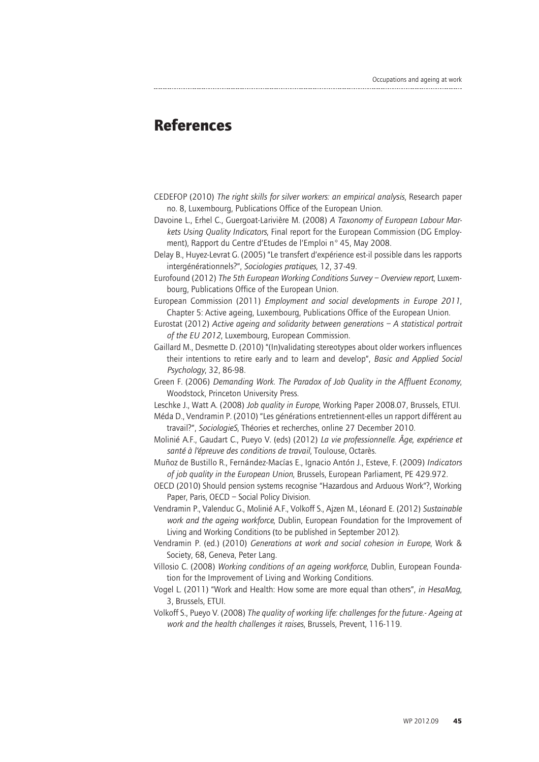# References

CEDEFOP (2010) *The right skills for silver workers: an empirical analysis*, Research paper no. 8, Luxembourg, Publications Office of the European Union.

Davoine L., Erhel C., Guergoat-Larivière M. (2008) *A Taxonomy of European Labour Markets Using Quality Indicators*, Final report for the European Commission (DG Employment), Rapport du Centre d'Etudes de l'Emploi n° 45, May 2008.

Delay B., Huyez-Levrat G. (2005) "Le transfert d'expérience est-il possible dans les rapports intergénérationnels?", *Sociologies pratiques*, 12, 37-49.

Eurofound (2012) *The 5th European Working Conditions Survey – Overview report*, Luxembourg, Publications Office of the European Union.

European Commission (2011) *Employment and social developments in Europe 2011*, Chapter 5: Active ageing, Luxembourg, Publications Office of the European Union.

Eurostat (2012) *Active ageing and solidarity between generations – A statistical portrait of the EU 2012*, Luxembourg, European Commission.

Gaillard M., Desmette D. (2010) "(In)validating stereotypes about older workers influences their intentions to retire early and to learn and develop", *Basic and Applied Social Psychology*, 32, 86-98.

Green F. (2006) *Demanding Work. The Paradox of Job Quality in the Affluent Economy*, Woodstock, Princeton University Press.

Leschke J., Watt A. (2008) *Job quality in Europe*, Working Paper 2008.07, Brussels, ETUI.

Méda D., Vendramin P. (2010) "Les générations entretiennent-elles un rapport différent au travail?", *SociologieS*, Théories et recherches, online 27 December 2010.

Molinié A.F., Gaudart C., Pueyo V. (eds) (2012) *La vie professionnelle. Âge, expérience et santé à l'épreuve des conditions de travail*, Toulouse, Octarès.

Muñoz de Bustillo R., Fernández-Macías E., Ignacio Antón J., Esteve, F. (2009) *Indicators of job quality in the European Union*, Brussels, European Parliament, PE 429.972.

OECD (2010) Should pension systems recognise "Hazardous and Arduous Work"?, Working Paper, Paris, OECD – Social Policy Division.

Vendramin P., Valenduc G., Molinié A.F., Volkoff S., Ajzen M., Léonard E. (2012) *Sustainable work and the ageing workforce*, Dublin, European Foundation for the Improvement of Living and Working Conditions (to be published in September 2012).

Vendramin P. (ed.) (2010) *Generations at work and social cohesion in Europe*, Work & Society, 68, Geneva, Peter Lang.

Villosio C. (2008) *Working conditions of an ageing workforce*, Dublin, European Foundation for the Improvement of Living and Working Conditions.

Vogel L. (2011) "Work and Health: How some are more equal than others", *in HesaMag*, 3, Brussels, ETUI.

Volkoff S., Pueyo V. (2008) *The quality of working life: challenges for the future.- Ageing at work and the health challenges it raises*, Brussels, Prevent, 116-119.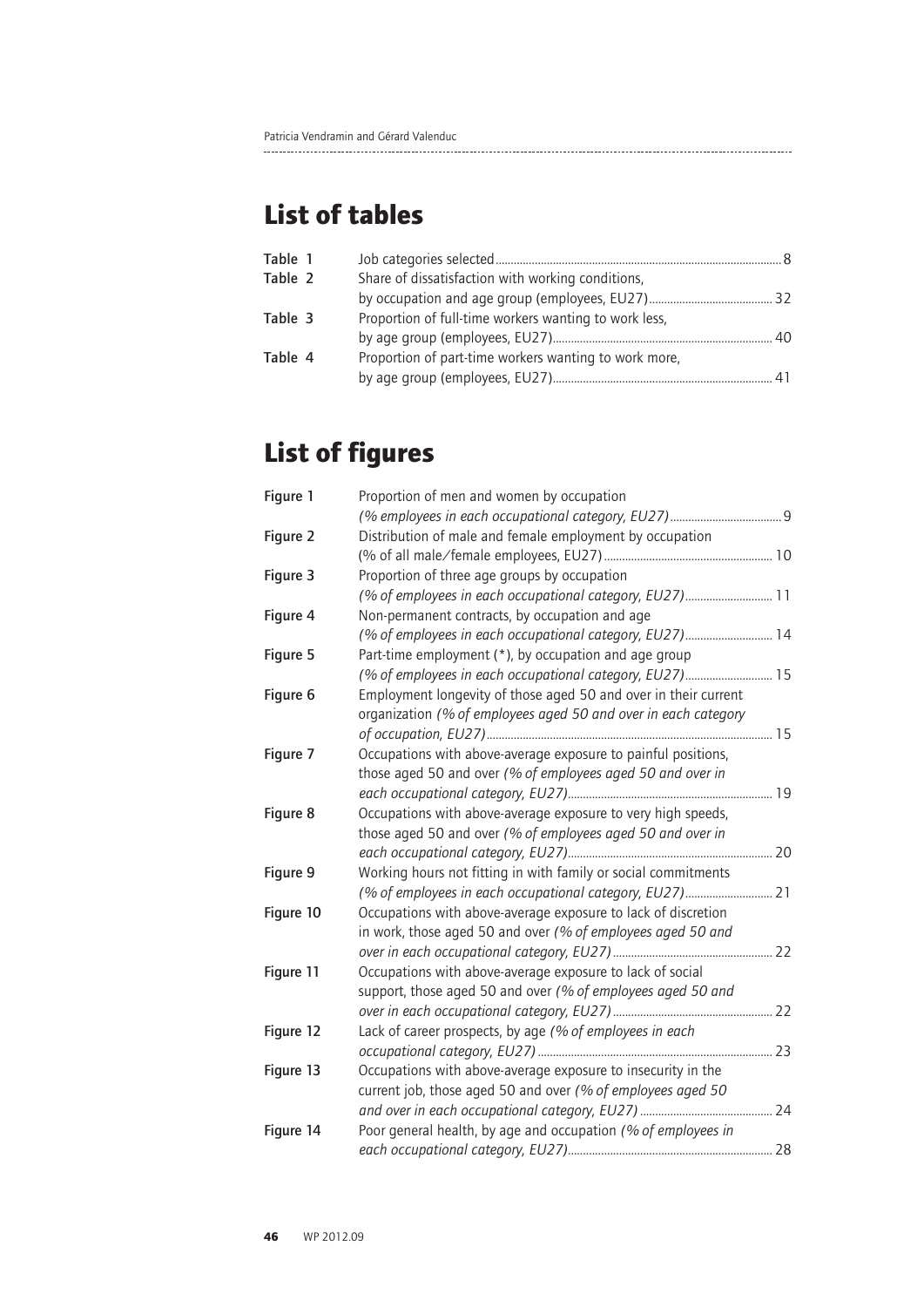# List of tables

| | | |
|---|---|---|
| Table 1 | Job categories selected | 8 |
| Table 2 | Share of dissatisfaction with working conditions, by occupation and age group (employees, EU27) | 32 |
| Table 3 | Proportion of full-time workers wanting to work less, by age group (employees, EU27) | 40 |
| Table 4 | Proportion of part-time workers wanting to work more, by age group (employees, EU27) | 41 |

# List of figures

| | | |
|---|---|---|
| Figure 1 | Proportion of men and women by occupation *(% employees in each occupational category, EU27)* | 9 |
| Figure 2 | Distribution of male and female employment by occupation (% of all male/female employees, EU27) | 10 |
| Figure 3 | Proportion of three age groups by occupation *(% of employees in each occupational category, EU27)* | 11 |
| Figure 4 | Non-permanent contracts, by occupation and age *(% of employees in each occupational category, EU27)* | 14 |
| Figure 5 | Part-time employment (*), by occupation and age group *(% of employees in each occupational category, EU27)* | 15 |
| Figure 6 | Employment longevity of those aged 50 and over in their current organization *(% of employees aged 50 and over in each category of occupation, EU27)* | 15 |
| Figure 7 | Occupations with above-average exposure to painful positions, those aged 50 and over *(% of employees aged 50 and over in each occupational category, EU27)* | 19 |
| Figure 8 | Occupations with above-average exposure to very high speeds, those aged 50 and over *(% of employees aged 50 and over in each occupational category, EU27)* | 20 |
| Figure 9 | Working hours not fitting in with family or social commitments *(% of employees in each occupational category, EU27)* | 21 |
| Figure 10 | Occupations with above-average exposure to lack of discretion in work, those aged 50 and over *(% of employees aged 50 and over in each occupational category, EU27)* | 22 |
| Figure 11 | Occupations with above-average exposure to lack of social support, those aged 50 and over *(% of employees aged 50 and over in each occupational category, EU27)* | 22 |
| Figure 12 | Lack of career prospects, by age *(% of employees in each occupational category, EU27)* | 23 |
| Figure 13 | Occupations with above-average exposure to insecurity in the current job, those aged 50 and over *(% of employees aged 50 and over in each occupational category, EU27)* | 24 |
| Figure 14 | Poor general health, by age and occupation *(% of employees in each occupational category, EU27)* | 28 |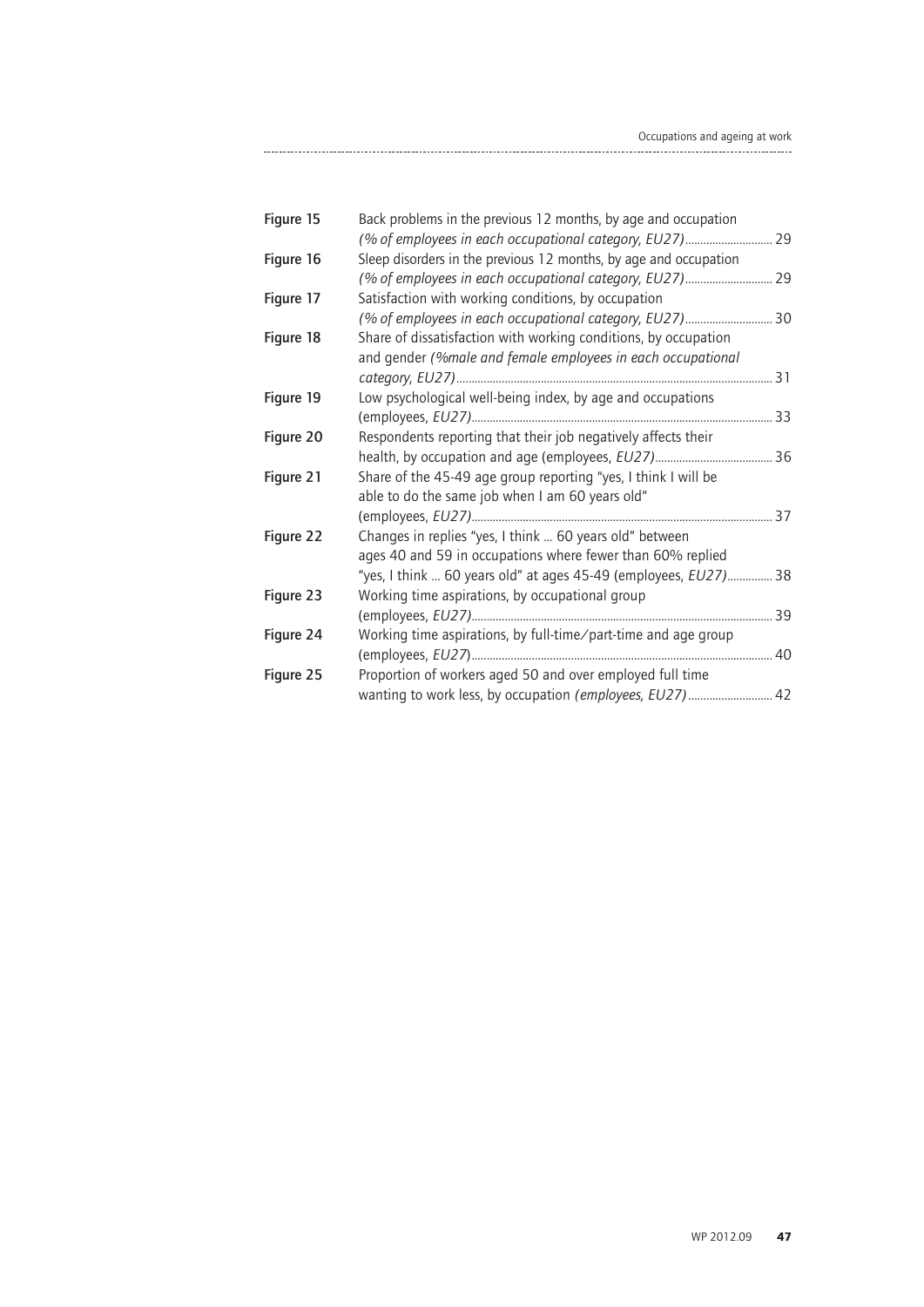| | | |
|---|---|---|
| Figure 15 | Back problems in the previous 12 months, by age and occupation *(% of employees in each occupational category, EU27)* | 29 |
| Figure 16 | Sleep disorders in the previous 12 months, by age and occupation *(% of employees in each occupational category, EU27)* | 29 |
| Figure 17 | Satisfaction with working conditions, by occupation *(% of employees in each occupational category, EU27)* | 30 |
| Figure 18 | Share of dissatisfaction with working conditions, by occupation and gender *(%male and female employees in each occupational category, EU27)* | 31 |
| Figure 19 | Low psychological well-being index, by age and occupations (employees, *EU27)* | 33 |
| Figure 20 | Respondents reporting that their job negatively affects their health, by occupation and age (employees, *EU27)* | 36 |
| Figure 21 | Share of the 45-49 age group reporting "yes, I think I will be able to do the same job when I am 60 years old" (employees, *EU27)* | 37 |
| Figure 22 | Changes in replies "yes, I think ... 60 years old" between ages 40 and 59 in occupations where fewer than 60% replied "yes, I think ... 60 years old" at ages 45-49 (employees, *EU27)* | 38 |
| Figure 23 | Working time aspirations, by occupational group (employees, *EU27)* | 39 |
| Figure 24 | Working time aspirations, by full-time/part-time and age group (employees, *EU27*) | 40 |
| Figure 25 | Proportion of workers aged 50 and over employed full time wanting to work less, by occupation *(employees, EU27)* | 42 |